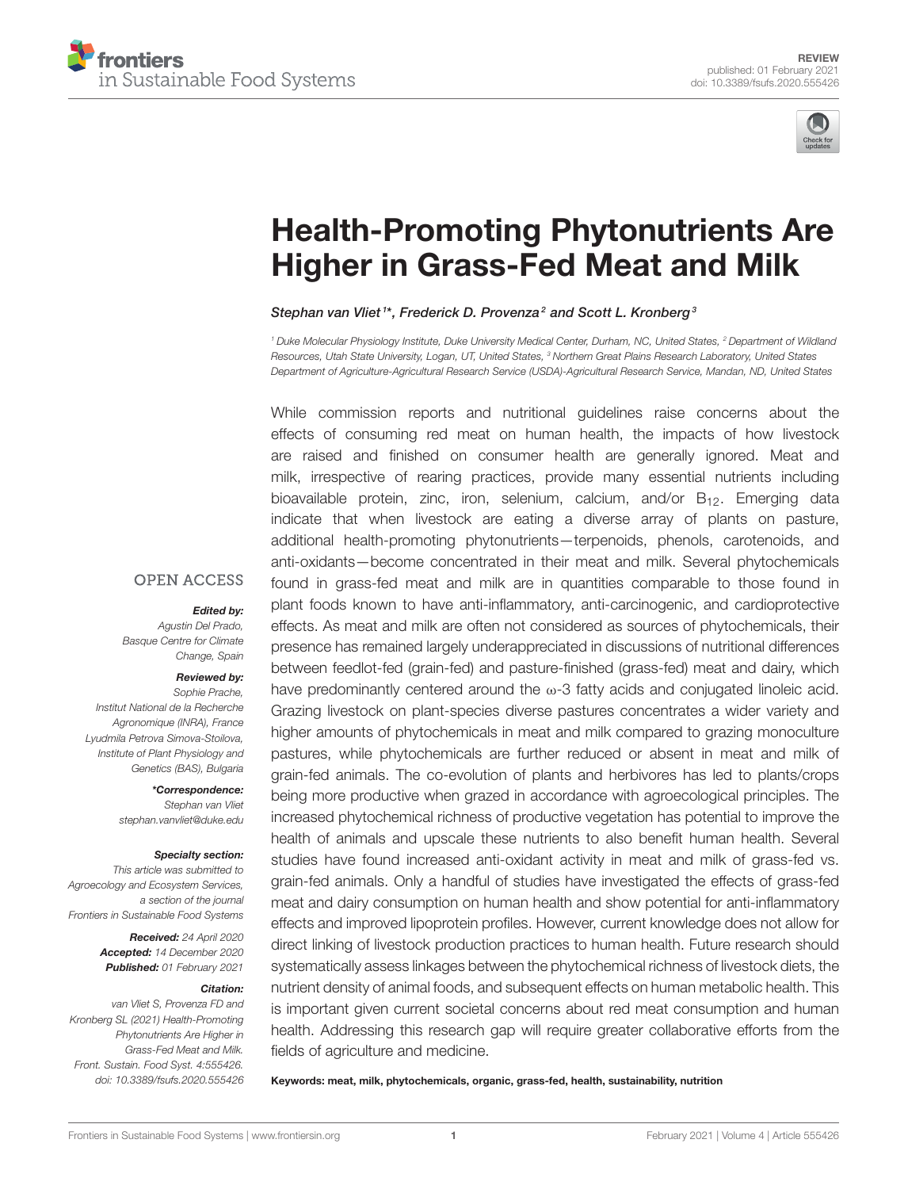REVIEW
published: 01 February 2021
doi: 10.3389/fsufs.2020.555426

# Health-Promoting Phytonutrients Are Higher in Grass-Fed Meat and Milk

*Stephan van Vliet[1]*, Frederick D. Provenza[2] and Scott L. Kronberg[3]*

[1] Duke Molecular Physiology Institute, Duke University Medical Center, Durham, NC, United States, [2] Department of Wildland Resources, Utah State University, Logan, UT, United States, [3] Northern Great Plains Research Laboratory, United States Department of Agriculture-Agricultural Research Service (USDA)-Agricultural Research Service, Mandan, ND, United States

While commission reports and nutritional guidelines raise concerns about the effects of consuming red meat on human health, the impacts of how livestock are raised and finished on consumer health are generally ignored. Meat and milk, irrespective of rearing practices, provide many essential nutrients including bioavailable protein, zinc, iron, selenium, calcium, and/or $B_{12}$. Emerging data indicate that when livestock are eating a diverse array of plants on pasture, additional health-promoting phytonutrients—terpenoids, phenols, carotenoids, and anti-oxidants—become concentrated in their meat and milk. Several phytochemicals found in grass-fed meat and milk are in quantities comparable to those found in plant foods known to have anti-inflammatory, anti-carcinogenic, and cardioprotective effects. As meat and milk are often not considered as sources of phytochemicals, their presence has remained largely underappreciated in discussions of nutritional differences between feedlot-fed (grain-fed) and pasture-finished (grass-fed) meat and dairy, which have predominantly centered around the ω-3 fatty acids and conjugated linoleic acid. Grazing livestock on plant-species diverse pastures concentrates a wider variety and higher amounts of phytochemicals in meat and milk compared to grazing monoculture pastures, while phytochemicals are further reduced or absent in meat and milk of grain-fed animals. The co-evolution of plants and herbivores has led to plants/crops being more productive when grazed in accordance with agroecological principles. The increased phytochemical richness of productive vegetation has potential to improve the health of animals and upscale these nutrients to also benefit human health. Several studies have found increased anti-oxidant activity in meat and milk of grass-fed vs. grain-fed animals. Only a handful of studies have investigated the effects of grass-fed meat and dairy consumption on human health and show potential for anti-inflammatory effects and improved lipoprotein profiles. However, current knowledge does not allow for direct linking of livestock production practices to human health. Future research should systematically assess linkages between the phytochemical richness of livestock diets, the nutrient density of animal foods, and subsequent effects on human metabolic health. This is important given current societal concerns about red meat consumption and human health. Addressing this research gap will require greater collaborative efforts from the fields of agriculture and medicine.

**Keywords: meat, milk, phytochemicals, organic, grass-fed, health, sustainability, nutrition**

OPEN ACCESS

***Edited by:***
*Agustin Del Prado, Basque Centre for Climate Change, Spain*

***Reviewed by:***
*Sophie Prache, Institut National de la Recherche Agronomique (INRA), France*
*Lyudmila Petrova Simova-Stoilova, Institute of Plant Physiology and Genetics (BAS), Bulgaria*

***\*Correspondence:***
*Stephan van Vliet*
*stephan.vanvliet@duke.edu*

***Specialty section:***
*This article was submitted to Agroecology and Ecosystem Services, a section of the journal Frontiers in Sustainable Food Systems*

***Received:** 24 April 2020*
***Accepted:** 14 December 2020*
***Published:** 01 February 2021*

***Citation:***
*van Vliet S, Provenza FD and Kronberg SL (2021) Health-Promoting Phytonutrients Are Higher in Grass-Fed Meat and Milk. Front. Sustain. Food Syst. 4:555426. doi: 10.3389/fsufs.2020.555426*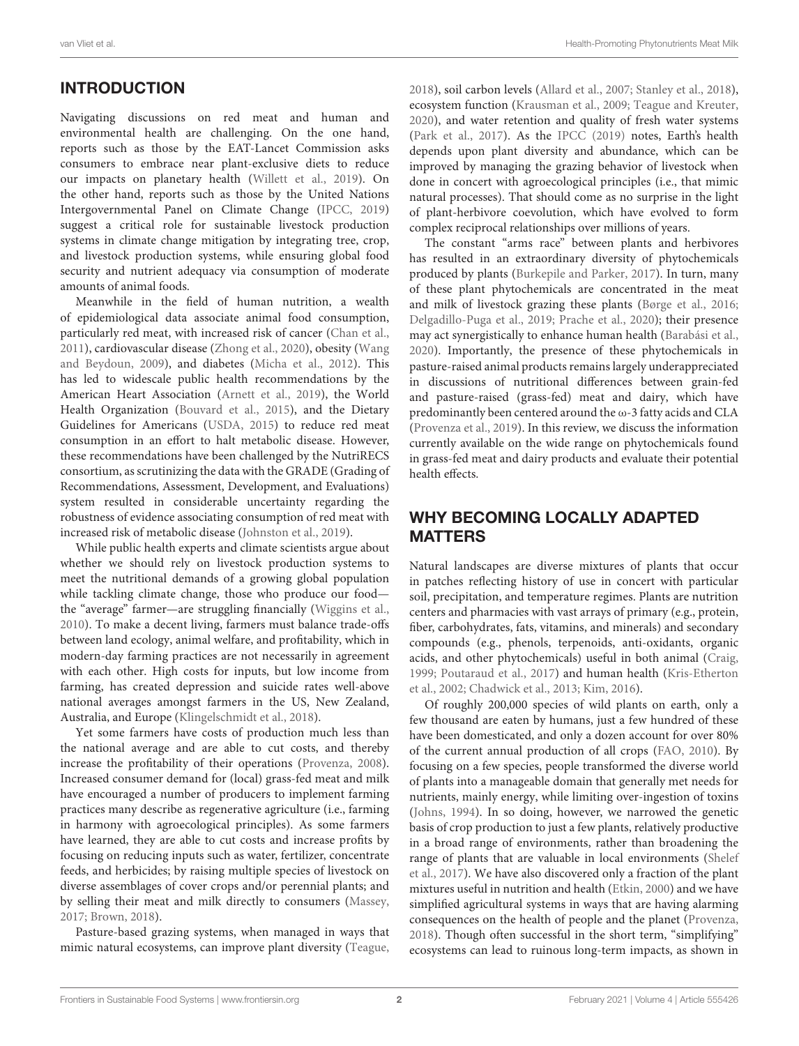## INTRODUCTION

Navigating discussions on red meat and human and environmental health are challenging. On the one hand, reports such as those by the EAT-Lancet Commission asks consumers to embrace near plant-exclusive diets to reduce our impacts on planetary health (Willett et al., 2019). On the other hand, reports such as those by the United Nations Intergovernmental Panel on Climate Change (IPCC, 2019) suggest a critical role for sustainable livestock production systems in climate change mitigation by integrating tree, crop, and livestock production systems, while ensuring global food security and nutrient adequacy via consumption of moderate amounts of animal foods.

Meanwhile in the field of human nutrition, a wealth of epidemiological data associate animal food consumption, particularly red meat, with increased risk of cancer (Chan et al., 2011), cardiovascular disease (Zhong et al., 2020), obesity (Wang and Beydoun, 2009), and diabetes (Micha et al., 2012). This has led to widescale public health recommendations by the American Heart Association (Arnett et al., 2019), the World Health Organization (Bouvard et al., 2015), and the Dietary Guidelines for Americans (USDA, 2015) to reduce red meat consumption in an effort to halt metabolic disease. However, these recommendations have been challenged by the NutriRECS consortium, as scrutinizing the data with the GRADE (Grading of Recommendations, Assessment, Development, and Evaluations) system resulted in considerable uncertainty regarding the robustness of evidence associating consumption of red meat with increased risk of metabolic disease (Johnston et al., 2019).

While public health experts and climate scientists argue about whether we should rely on livestock production systems to meet the nutritional demands of a growing global population while tackling climate change, those who produce our food—the "average" farmer—are struggling financially (Wiggins et al., 2010). To make a decent living, farmers must balance trade-offs between land ecology, animal welfare, and profitability, which in modern-day farming practices are not necessarily in agreement with each other. High costs for inputs, but low income from farming, has created depression and suicide rates well-above national averages amongst farmers in the US, New Zealand, Australia, and Europe (Klingelschmidt et al., 2018).

Yet some farmers have costs of production much less than the national average and are able to cut costs, and thereby increase the profitability of their operations (Provenza, 2008). Increased consumer demand for (local) grass-fed meat and milk have encouraged a number of producers to implement farming practices many describe as regenerative agriculture (i.e., farming in harmony with agroecological principles). As some farmers have learned, they are able to cut costs and increase profits by focusing on reducing inputs such as water, fertilizer, concentrate feeds, and herbicides; by raising multiple species of livestock on diverse assemblages of cover crops and/or perennial plants; and by selling their meat and milk directly to consumers (Massey, 2017; Brown, 2018).

Pasture-based grazing systems, when managed in ways that mimic natural ecosystems, can improve plant diversity (Teague, 2018), soil carbon levels (Allard et al., 2007; Stanley et al., 2018), ecosystem function (Krausman et al., 2009; Teague and Kreuter, 2020), and water retention and quality of fresh water systems (Park et al., 2017). As the IPCC (2019) notes, Earth's health depends upon plant diversity and abundance, which can be improved by managing the grazing behavior of livestock when done in concert with agroecological principles (i.e., that mimic natural processes). That should come as no surprise in the light of plant-herbivore coevolution, which have evolved to form complex reciprocal relationships over millions of years.

The constant "arms race" between plants and herbivores has resulted in an extraordinary diversity of phytochemicals produced by plants (Burkepile and Parker, 2017). In turn, many of these plant phytochemicals are concentrated in the meat and milk of livestock grazing these plants (Børge et al., 2016; Delgadillo-Puga et al., 2019; Prache et al., 2020); their presence may act synergistically to enhance human health (Barabási et al., 2020). Importantly, the presence of these phytochemicals in pasture-raised animal products remains largely underappreciated in discussions of nutritional differences between grain-fed and pasture-raised (grass-fed) meat and dairy, which have predominantly been centered around the ω-3 fatty acids and CLA (Provenza et al., 2019). In this review, we discuss the information currently available on the wide range on phytochemicals found in grass-fed meat and dairy products and evaluate their potential health effects.

## WHY BECOMING LOCALLY ADAPTED MATTERS

Natural landscapes are diverse mixtures of plants that occur in patches reflecting history of use in concert with particular soil, precipitation, and temperature regimes. Plants are nutrition centers and pharmacies with vast arrays of primary (e.g., protein, fiber, carbohydrates, fats, vitamins, and minerals) and secondary compounds (e.g., phenols, terpenoids, anti-oxidants, organic acids, and other phytochemicals) useful in both animal (Craig, 1999; Poutaraud et al., 2017) and human health (Kris-Etherton et al., 2002; Chadwick et al., 2013; Kim, 2016).

Of roughly 200,000 species of wild plants on earth, only a few thousand are eaten by humans, just a few hundred of these have been domesticated, and only a dozen account for over 80% of the current annual production of all crops (FAO, 2010). By focusing on a few species, people transformed the diverse world of plants into a manageable domain that generally met needs for nutrients, mainly energy, while limiting over-ingestion of toxins (Johns, 1994). In so doing, however, we narrowed the genetic basis of crop production to just a few plants, relatively productive in a broad range of environments, rather than broadening the range of plants that are valuable in local environments (Shelef et al., 2017). We have also discovered only a fraction of the plant mixtures useful in nutrition and health (Etkin, 2000) and we have simplified agricultural systems in ways that are having alarming consequences on the health of people and the planet (Provenza, 2018). Though often successful in the short term, "simplifying" ecosystems can lead to ruinous long-term impacts, as shown in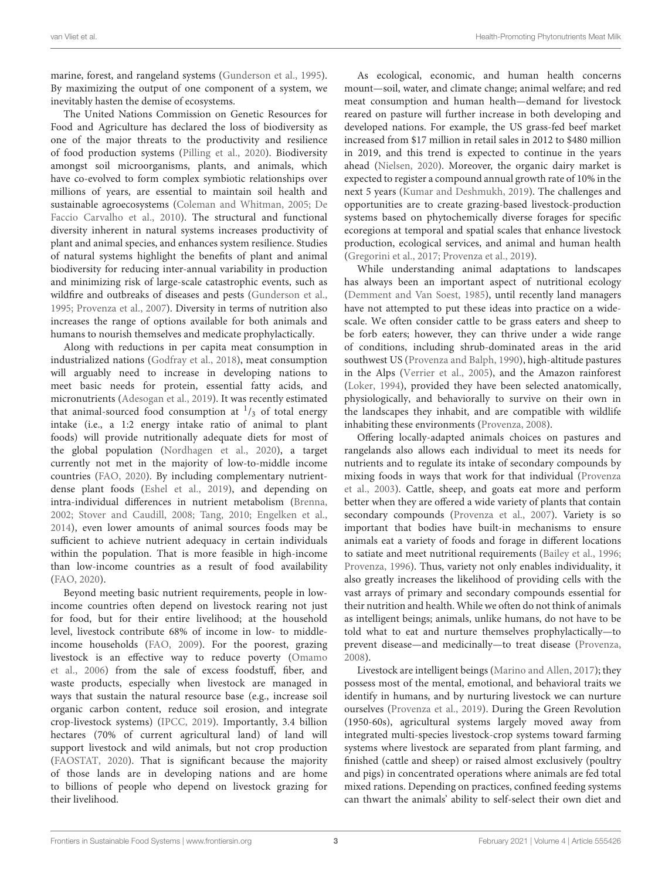marine, forest, and rangeland systems (Gunderson et al., 1995). By maximizing the output of one component of a system, we inevitably hasten the demise of ecosystems.

The United Nations Commission on Genetic Resources for Food and Agriculture has declared the loss of biodiversity as one of the major threats to the productivity and resilience of food production systems (Pilling et al., 2020). Biodiversity amongst soil microorganisms, plants, and animals, which have co-evolved to form complex symbiotic relationships over millions of years, are essential to maintain soil health and sustainable agroecosystems (Coleman and Whitman, 2005; De Faccio Carvalho et al., 2010). The structural and functional diversity inherent in natural systems increases productivity of plant and animal species, and enhances system resilience. Studies of natural systems highlight the benefits of plant and animal biodiversity for reducing inter-annual variability in production and minimizing risk of large-scale catastrophic events, such as wildfire and outbreaks of diseases and pests (Gunderson et al., 1995; Provenza et al., 2007). Diversity in terms of nutrition also increases the range of options available for both animals and humans to nourish themselves and medicate prophylactically.

Along with reductions in per capita meat consumption in industrialized nations (Godfray et al., 2018), meat consumption will arguably need to increase in developing nations to meet basic needs for protein, essential fatty acids, and micronutrients (Adesogan et al., 2019). It was recently estimated that animal-sourced food consumption at $^1/_3$ of total energy intake (i.e., a 1:2 energy intake ratio of animal to plant foods) will provide nutritionally adequate diets for most of the global population (Nordhagen et al., 2020), a target currently not met in the majority of low-to-middle income countries (FAO, 2020). By including complementary nutrient-dense plant foods (Eshel et al., 2019), and depending on intra-individual differences in nutrient metabolism (Brenna, 2002; Stover and Caudill, 2008; Tang, 2010; Engelken et al., 2014), even lower amounts of animal sources foods may be sufficient to achieve nutrient adequacy in certain individuals within the population. That is more feasible in high-income than low-income countries as a result of food availability (FAO, 2020).

Beyond meeting basic nutrient requirements, people in low-income countries often depend on livestock rearing not just for food, but for their entire livelihood; at the household level, livestock contribute 68% of income in low- to middle-income households (FAO, 2009). For the poorest, grazing livestock is an effective way to reduce poverty (Omamo et al., 2006) from the sale of excess foodstuff, fiber, and waste products, especially when livestock are managed in ways that sustain the natural resource base (e.g., increase soil organic carbon content, reduce soil erosion, and integrate crop-livestock systems) (IPCC, 2019). Importantly, 3.4 billion hectares (70% of current agricultural land) of land will support livestock and wild animals, but not crop production (FAOSTAT, 2020). That is significant because the majority of those lands are in developing nations and are home to billions of people who depend on livestock grazing for their livelihood.

As ecological, economic, and human health concerns mount—soil, water, and climate change; animal welfare; and red meat consumption and human health—demand for livestock reared on pasture will further increase in both developing and developed nations. For example, the US grass-fed beef market increased from $17 million in retail sales in 2012 to $480 million in 2019, and this trend is expected to continue in the years ahead (Nielsen, 2020). Moreover, the organic dairy market is expected to register a compound annual growth rate of 10% in the next 5 years (Kumar and Deshmukh, 2019). The challenges and opportunities are to create grazing-based livestock-production systems based on phytochemically diverse forages for specific ecoregions at temporal and spatial scales that enhance livestock production, ecological services, and animal and human health (Gregorini et al., 2017; Provenza et al., 2019).

While understanding animal adaptations to landscapes has always been an important aspect of nutritional ecology (Demment and Van Soest, 1985), until recently land managers have not attempted to put these ideas into practice on a wide-scale. We often consider cattle to be grass eaters and sheep to be forb eaters; however, they can thrive under a wide range of conditions, including shrub-dominated areas in the arid southwest US (Provenza and Balph, 1990), high-altitude pastures in the Alps (Verrier et al., 2005), and the Amazon rainforest (Loker, 1994), provided they have been selected anatomically, physiologically, and behaviorally to survive on their own in the landscapes they inhabit, and are compatible with wildlife inhabiting these environments (Provenza, 2008).

Offering locally-adapted animals choices on pastures and rangelands also allows each individual to meet its needs for nutrients and to regulate its intake of secondary compounds by mixing foods in ways that work for that individual (Provenza et al., 2003). Cattle, sheep, and goats eat more and perform better when they are offered a wide variety of plants that contain secondary compounds (Provenza et al., 2007). Variety is so important that bodies have built-in mechanisms to ensure animals eat a variety of foods and forage in different locations to satiate and meet nutritional requirements (Bailey et al., 1996; Provenza, 1996). Thus, variety not only enables individuality, it also greatly increases the likelihood of providing cells with the vast arrays of primary and secondary compounds essential for their nutrition and health. While we often do not think of animals as intelligent beings; animals, unlike humans, do not have to be told what to eat and nurture themselves prophylactically—to prevent disease—and medicinally—to treat disease (Provenza, 2008).

Livestock are intelligent beings (Marino and Allen, 2017); they possess most of the mental, emotional, and behavioral traits we identify in humans, and by nurturing livestock we can nurture ourselves (Provenza et al., 2019). During the Green Revolution (1950-60s), agricultural systems largely moved away from integrated multi-species livestock-crop systems toward farming systems where livestock are separated from plant farming, and finished (cattle and sheep) or raised almost exclusively (poultry and pigs) in concentrated operations where animals are fed total mixed rations. Depending on practices, confined feeding systems can thwart the animals' ability to self-select their own diet and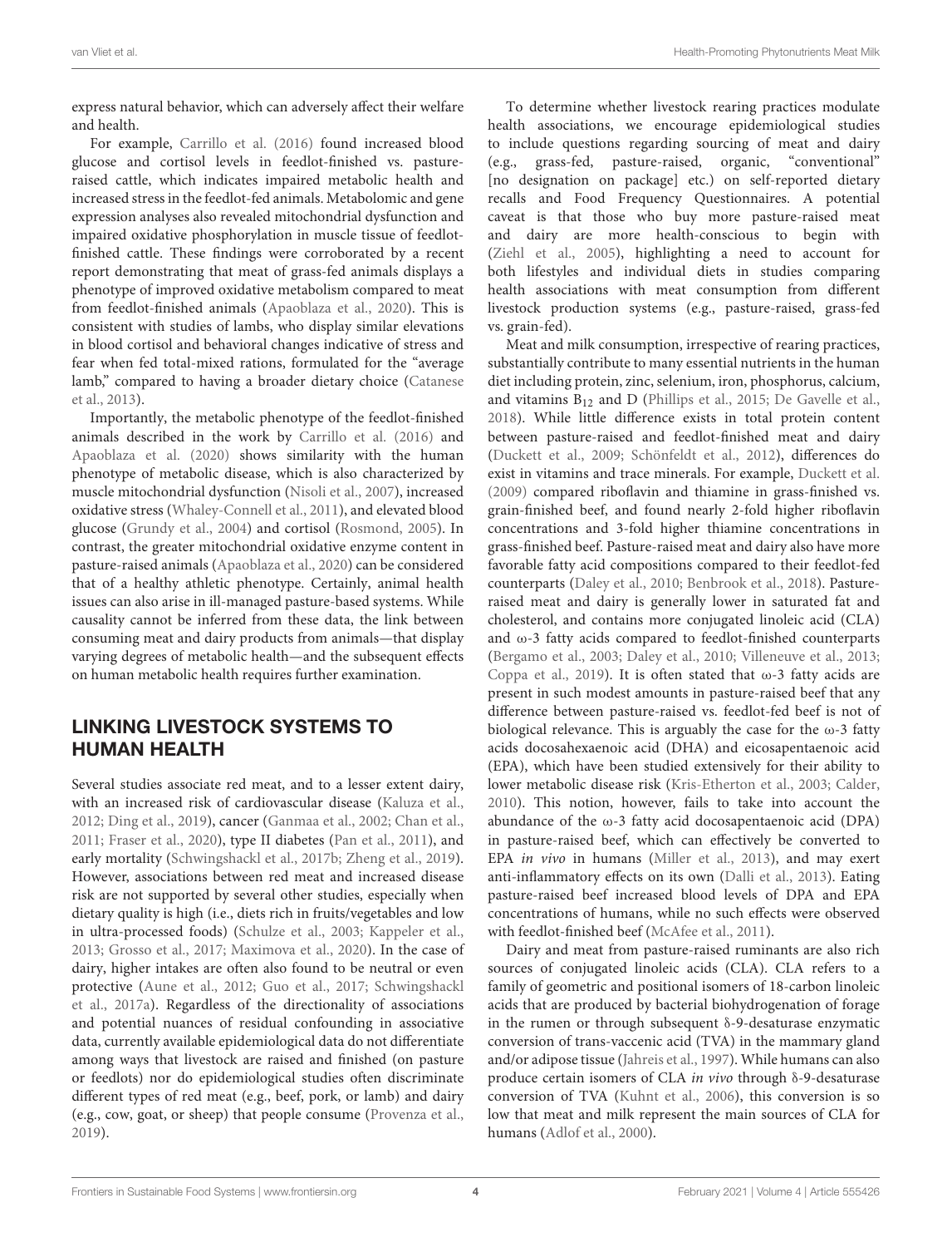express natural behavior, which can adversely affect their welfare and health.

For example, Carrillo et al. (2016) found increased blood glucose and cortisol levels in feedlot-finished vs. pasture-raised cattle, which indicates impaired metabolic health and increased stress in the feedlot-fed animals. Metabolomic and gene expression analyses also revealed mitochondrial dysfunction and impaired oxidative phosphorylation in muscle tissue of feedlot-finished cattle. These findings were corroborated by a recent report demonstrating that meat of grass-fed animals displays a phenotype of improved oxidative metabolism compared to meat from feedlot-finished animals (Apaoblaza et al., 2020). This is consistent with studies of lambs, who display similar elevations in blood cortisol and behavioral changes indicative of stress and fear when fed total-mixed rations, formulated for the "average lamb," compared to having a broader dietary choice (Catanese et al., 2013).

Importantly, the metabolic phenotype of the feedlot-finished animals described in the work by Carrillo et al. (2016) and Apaoblaza et al. (2020) shows similarity with the human phenotype of metabolic disease, which is also characterized by muscle mitochondrial dysfunction (Nisoli et al., 2007), increased oxidative stress (Whaley-Connell et al., 2011), and elevated blood glucose (Grundy et al., 2004) and cortisol (Rosmond, 2005). In contrast, the greater mitochondrial oxidative enzyme content in pasture-raised animals (Apaoblaza et al., 2020) can be considered that of a healthy athletic phenotype. Certainly, animal health issues can also arise in ill-managed pasture-based systems. While causality cannot be inferred from these data, the link between consuming meat and dairy products from animals—that display varying degrees of metabolic health—and the subsequent effects on human metabolic health requires further examination.

## LINKING LIVESTOCK SYSTEMS TO HUMAN HEALTH

Several studies associate red meat, and to a lesser extent dairy, with an increased risk of cardiovascular disease (Kaluza et al., 2012; Ding et al., 2019), cancer (Ganmaa et al., 2002; Chan et al., 2011; Fraser et al., 2020), type II diabetes (Pan et al., 2011), and early mortality (Schwingshackl et al., 2017b; Zheng et al., 2019). However, associations between red meat and increased disease risk are not supported by several other studies, especially when dietary quality is high (i.e., diets rich in fruits/vegetables and low in ultra-processed foods) (Schulze et al., 2003; Kappeler et al., 2013; Grosso et al., 2017; Maximova et al., 2020). In the case of dairy, higher intakes are often also found to be neutral or even protective (Aune et al., 2012; Guo et al., 2017; Schwingshackl et al., 2017a). Regardless of the directionality of associations and potential nuances of residual confounding in associative data, currently available epidemiological data do not differentiate among ways that livestock are raised and finished (on pasture or feedlots) nor do epidemiological studies often discriminate different types of red meat (e.g., beef, pork, or lamb) and dairy (e.g., cow, goat, or sheep) that people consume (Provenza et al., 2019).

To determine whether livestock rearing practices modulate health associations, we encourage epidemiological studies to include questions regarding sourcing of meat and dairy (e.g., grass-fed, pasture-raised, organic, "conventional" [no designation on package] etc.) on self-reported dietary recalls and Food Frequency Questionnaires. A potential caveat is that those who buy more pasture-raised meat and dairy are more health-conscious to begin with (Ziehl et al., 2005), highlighting a need to account for both lifestyles and individual diets in studies comparing health associations with meat consumption from different livestock production systems (e.g., pasture-raised, grass-fed vs. grain-fed).

Meat and milk consumption, irrespective of rearing practices, substantially contribute to many essential nutrients in the human diet including protein, zinc, selenium, iron, phosphorus, calcium, and vitamins $B_{12}$ and D (Phillips et al., 2015; De Gavelle et al., 2018). While little difference exists in total protein content between pasture-raised and feedlot-finished meat and dairy (Duckett et al., 2009; Schönfeldt et al., 2012), differences do exist in vitamins and trace minerals. For example, Duckett et al. (2009) compared riboflavin and thiamine in grass-finished vs. grain-finished beef, and found nearly 2-fold higher riboflavin concentrations and 3-fold higher thiamine concentrations in grass-finished beef. Pasture-raised meat and dairy also have more favorable fatty acid compositions compared to their feedlot-fed counterparts (Daley et al., 2010; Benbrook et al., 2018). Pasture-raised meat and dairy is generally lower in saturated fat and cholesterol, and contains more conjugated linoleic acid (CLA) and ω-3 fatty acids compared to feedlot-finished counterparts (Bergamo et al., 2003; Daley et al., 2010; Villeneuve et al., 2013; Coppa et al., 2019). It is often stated that ω-3 fatty acids are present in such modest amounts in pasture-raised beef that any difference between pasture-raised vs. feedlot-fed beef is not of biological relevance. This is arguably the case for the ω-3 fatty acids docosahexaenoic acid (DHA) and eicosapentaenoic acid (EPA), which have been studied extensively for their ability to lower metabolic disease risk (Kris-Etherton et al., 2003; Calder, 2010). This notion, however, fails to take into account the abundance of the ω-3 fatty acid docosapentaenoic acid (DPA) in pasture-raised beef, which can effectively be converted to EPA *in vivo* in humans (Miller et al., 2013), and may exert anti-inflammatory effects on its own (Dalli et al., 2013). Eating pasture-raised beef increased blood levels of DPA and EPA concentrations of humans, while no such effects were observed with feedlot-finished beef (McAfee et al., 2011).

Dairy and meat from pasture-raised ruminants are also rich sources of conjugated linoleic acids (CLA). CLA refers to a family of geometric and positional isomers of 18-carbon linoleic acids that are produced by bacterial biohydrogenation of forage in the rumen or through subsequent δ-9-desaturase enzymatic conversion of trans-vaccenic acid (TVA) in the mammary gland and/or adipose tissue (Jahreis et al., 1997). While humans can also produce certain isomers of CLA *in vivo* through δ-9-desaturase conversion of TVA (Kuhnt et al., 2006), this conversion is so low that meat and milk represent the main sources of CLA for humans (Adlof et al., 2000).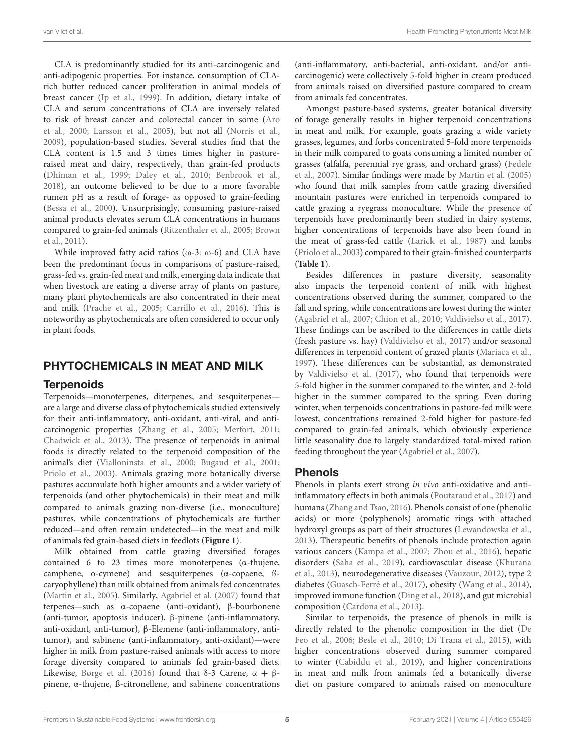CLA is predominantly studied for its anti-carcinogenic and anti-adipogenic properties. For instance, consumption of CLA-rich butter reduced cancer proliferation in animal models of breast cancer (Ip et al., 1999). In addition, dietary intake of CLA and serum concentrations of CLA are inversely related to risk of breast cancer and colorectal cancer in some (Aro et al., 2000; Larsson et al., 2005), but not all (Norris et al., 2009), population-based studies. Several studies find that the CLA content is 1.5 and 3 times times higher in pasture-raised meat and dairy, respectively, than grain-fed products (Dhiman et al., 1999; Daley et al., 2010; Benbrook et al., 2018), an outcome believed to be due to a more favorable rumen pH as a result of forage- as opposed to grain-feeding (Bessa et al., 2000). Unsurprisingly, consuming pasture-raised animal products elevates serum CLA concentrations in humans compared to grain-fed animals (Ritzenthaler et al., 2005; Brown et al., 2011).

While improved fatty acid ratios (ω-3: ω-6) and CLA have been the predominant focus in comparisons of pasture-raised, grass-fed vs. grain-fed meat and milk, emerging data indicate that when livestock are eating a diverse array of plants on pasture, many plant phytochemicals are also concentrated in their meat and milk (Prache et al., 2005; Carrillo et al., 2016). This is noteworthy as phytochemicals are often considered to occur only in plant foods.

## PHYTOCHEMICALS IN MEAT AND MILK

### Terpenoids

Terpenoids—monoterpenes, diterpenes, and sesquiterpenes—are a large and diverse class of phytochemicals studied extensively for their anti-inflammatory, anti-oxidant, anti-viral, and anti-carcinogenic properties (Zhang et al., 2005; Merfort, 2011; Chadwick et al., 2013). The presence of terpenoids in animal foods is directly related to the terpenoid composition of the animal's diet (Vialloninsta et al., 2000; Bugaud et al., 2001; Priolo et al., 2003). Animals grazing more botanically diverse pastures accumulate both higher amounts and a wider variety of terpenoids (and other phytochemicals) in their meat and milk compared to animals grazing non-diverse (i.e., monoculture) pastures, while concentrations of phytochemicals are further reduced—and often remain undetected—in the meat and milk of animals fed grain-based diets in feedlots (**Figure 1**).

Milk obtained from cattle grazing diversified forages contained 6 to 23 times more monoterpenes (α-thujene, camphene, o-cymene) and sesquiterpenes (α-copaene, ß-caryophyllene) than milk obtained from animals fed concentrates (Martin et al., 2005). Similarly, Agabriel et al. (2007) found that terpenes—such as α-copaene (anti-oxidant), β-bourbonene (anti-tumor, apoptosis inducer), β-pinene (anti-inflammatory, anti-oxidant, anti-tumor), β-Elemene (anti-inflammatory, anti-tumor), and sabinene (anti-inflammatory, anti-oxidant)—were higher in milk from pasture-raised animals with access to more forage diversity compared to animals fed grain-based diets. Likewise, Børge et al. (2016) found that δ-3 Carene, α + β-pinene, α-thujene, ß-citronellene, and sabinene concentrations (anti-inflammatory, anti-bacterial, anti-oxidant, and/or anti-carcinogenic) were collectively 5-fold higher in cream produced from animals raised on diversified pasture compared to cream from animals fed concentrates.

Amongst pasture-based systems, greater botanical diversity of forage generally results in higher terpenoid concentrations in meat and milk. For example, goats grazing a wide variety grasses, legumes, and forbs concentrated 5-fold more terpenoids in their milk compared to goats consuming a limited number of grasses (alfalfa, perennial rye grass, and orchard grass) (Fedele et al., 2007). Similar findings were made by Martin et al. (2005) who found that milk samples from cattle grazing diversified mountain pastures were enriched in terpenoids compared to cattle grazing a ryegrass monoculture. While the presence of terpenoids have predominantly been studied in dairy systems, higher concentrations of terpenoids have also been found in the meat of grass-fed cattle (Larick et al., 1987) and lambs (Priolo et al., 2003) compared to their grain-finished counterparts (**Table 1**).

Besides differences in pasture diversity, seasonality also impacts the terpenoid content of milk with highest concentrations observed during the summer, compared to the fall and spring, while concentrations are lowest during the winter (Agabriel et al., 2007; Chion et al., 2010; Valdivielso et al., 2017). These findings can be ascribed to the differences in cattle diets (fresh pasture vs. hay) (Valdivielso et al., 2017) and/or seasonal differences in terpenoid content of grazed plants (Mariaca et al., 1997). These differences can be substantial, as demonstrated by Valdivielso et al. (2017), who found that terpenoids were 5-fold higher in the summer compared to the winter, and 2-fold higher in the summer compared to the spring. Even during winter, when terpenoids concentrations in pasture-fed milk were lowest, concentrations remained 2-fold higher for pasture-fed compared to grain-fed animals, which obviously experience little seasonality due to largely standardized total-mixed ration feeding throughout the year (Agabriel et al., 2007).

### Phenols

Phenols in plants exert strong *in vivo* anti-oxidative and anti-inflammatory effects in both animals (Poutaraud et al., 2017) and humans (Zhang and Tsao, 2016). Phenols consist of one (phenolic acids) or more (polyphenols) aromatic rings with attached hydroxyl groups as part of their structures (Lewandowska et al., 2013). Therapeutic benefits of phenols include protection again various cancers (Kampa et al., 2007; Zhou et al., 2016), hepatic disorders (Saha et al., 2019), cardiovascular disease (Khurana et al., 2013), neurodegenerative diseases (Vauzour, 2012), type 2 diabetes (Guasch-Ferré et al., 2017), obesity (Wang et al., 2014), improved immune function (Ding et al., 2018), and gut microbial composition (Cardona et al., 2013).

Similar to terpenoids, the presence of phenols in milk is directly related to the phenolic composition in the diet (De Feo et al., 2006; Besle et al., 2010; Di Trana et al., 2015), with higher concentrations observed during summer compared to winter (Cabiddu et al., 2019), and higher concentrations in meat and milk from animals fed a botanically diverse diet on pasture compared to animals raised on monoculture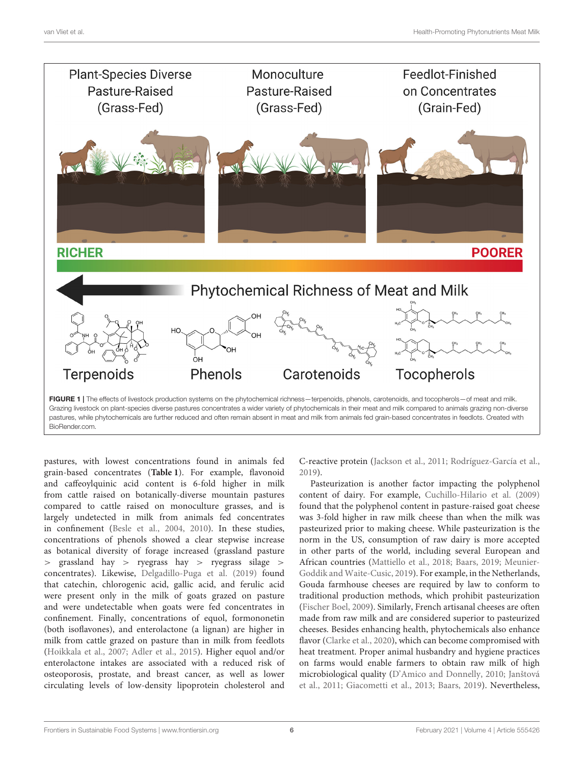**FIGURE 1 |** The effects of livestock production systems on the phytochemical richness—terpenoids, phenols, carotenoids, and tocopherols—of meat and milk. Grazing livestock on plant-species diverse pastures concentrates a wider variety of phytochemicals in their meat and milk compared to animals grazing non-diverse pastures, while phytochemicals are further reduced and often remain absent in meat and milk from animals fed grain-based concentrates in feedlots. Created with BioRender.com.

pastures, with lowest concentrations found in animals fed grain-based concentrates (**Table 1**). For example, flavonoid and caffeoylquinic acid content is 6-fold higher in milk from cattle raised on botanically-diverse mountain pastures compared to cattle raised on monoculture grasses, and is largely undetected in milk from animals fed concentrates in confinement (Besle et al., 2004, 2010). In these studies, concentrations of phenols showed a clear stepwise increase as botanical diversity of forage increased (grassland pasture > grassland hay > ryegrass hay > ryegrass silage > concentrates). Likewise, Delgadillo-Puga et al. (2019) found that catechin, chlorogenic acid, gallic acid, and ferulic acid were present only in the milk of goats grazed on pasture and were undetectable when goats were fed concentrates in confinement. Finally, concentrations of equol, formononetin (both isoflavones), and enterolactone (a lignan) are higher in milk from cattle grazed on pasture than in milk from feedlots (Hoikkala et al., 2007; Adler et al., 2015). Higher equol and/or enterolactone intakes are associated with a reduced risk of osteoporosis, prostate, and breast cancer, as well as lower circulating levels of low-density lipoprotein cholesterol and C-reactive protein (Jackson et al., 2011; Rodríguez-García et al., 2019).

Pasteurization is another factor impacting the polyphenol content of dairy. For example, Cuchillo-Hilario et al. (2009) found that the polyphenol content in pasture-raised goat cheese was 3-fold higher in raw milk cheese than when the milk was pasteurized prior to making cheese. While pasteurization is the norm in the US, consumption of raw dairy is more accepted in other parts of the world, including several European and African countries (Mattiello et al., 2018; Baars, 2019; Meunier-Goddik and Waite-Cusic, 2019). For example, in the Netherlands, Gouda farmhouse cheeses are required by law to conform to traditional production methods, which prohibit pasteurization (Fischer Boel, 2009). Similarly, French artisanal cheeses are often made from raw milk and are considered superior to pasteurized cheeses. Besides enhancing health, phytochemicals also enhance flavor (Clarke et al., 2020), which can become compromised with heat treatment. Proper animal husbandry and hygiene practices on farms would enable farmers to obtain raw milk of high microbiological quality (D'Amico and Donnelly, 2010; Janštová et al., 2011; Giacometti et al., 2013; Baars, 2019). Nevertheless,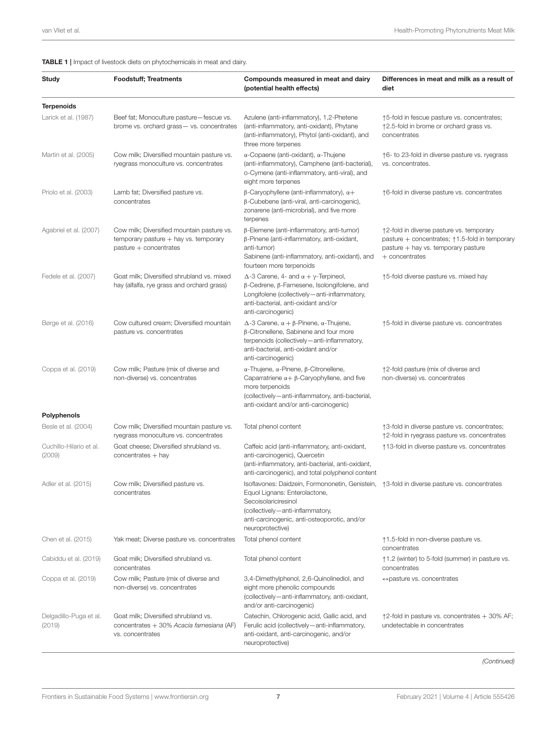**TABLE 1 |** Impact of livestock diets on phytochemicals in meat and dairy.

| Study | Foodstuff; Treatments | Compounds measured in meat and dairy (potential health effects) | Differences in meat and milk as a result of diet |
|---|---|---|---|
| **Terpenoids** | | | |
| Larick et al. (1987) | Beef fat; Monoculture pasture—fescue vs. brome vs. orchard grass— vs. concentrates | Azulene (anti-inflammatory), 1,2-Phetene (anti-inflammatory, anti-oxidant), Phytane (anti-inflammatory), Phytol (anti-oxidant), and three more terpenes | ↑5-fold in fescue pasture vs. concentrates; ↑2.5-fold in brome or orchard grass vs. concentrates |
| Martin et al. (2005) | Cow milk; Diversified mountain pasture vs. ryegrass monoculture vs. concentrates | α-Copaene (anti-oxidant), α-Thujene (anti-inflammatory), Camphene (anti-bacterial), o-Cymene (anti-inflammatory, anti-viral), and eight more terpenes | ↑6- to 23-fold in diverse pasture vs. ryegrass vs. concentrates. |
| Priolo et al. (2003) | Lamb fat; Diversified pasture vs. concentrates | β-Caryophyllene (anti-inflammatory), α+ β-Cubebene (anti-viral, anti-carcinogenic), zonarene (anti-microbrial), and five more terpenes | ↑6-fold in diverse pasture vs. concentrates |
| Agabriel et al. (2007) | Cow milk; Diversified mountain pasture vs. temporary pasture + hay vs. temporary pasture + concentrates | β-Elemene (anti-inflammatory, anti-tumor) β-Pinene (anti-inflammatory, anti-oxidant, anti-tumor) Sabinene (anti-inflammatory, anti-oxidant), and fourteen more terpenoids | ↑2-fold in diverse pasture vs. temporary pasture + concentrates; ↑1.5-fold in temporary pasture + hay vs. temporary pasture + concentrates |
| Fedele et al. (2007) | Goat milk; Diversified shrubland vs. mixed hay (alfalfa, rye grass and orchard grass) | Δ-3 Carene, 4- and α + γ-Terpineol, β-Cedrene, β-Farnesene, Isolongifolene, and Longifolene (collectively—anti-inflammatory, anti-bacterial, anti-oxidant and/or anti-carcinogenic) | ↑5-fold diverse pasture vs. mixed hay |
| Børge et al. (2016) | Cow cultured cream; Diversified mountain pasture vs. concentrates | Δ-3 Carene, α + β-Pinene, α-Thujene, β-Citronellene, Sabinene and four more terpenoids (collectively—anti-inflammatory, anti-bacterial, anti-oxidant and/or anti-carcinogenic) | ↑5-fold in diverse pasture vs. concentrates |
| Coppa et al. (2019) | Cow milk; Pasture (mix of diverse and non-diverse) vs. concentrates | α-Thujene, α-Pinene, β-Citronellene, Caparratriene α+ β-Caryophyllene, and five more terpenoids (collectively—anti-inflammatory, anti-bacterial, anti-oxidant and/or anti-carcinogenic) | ↑2-fold pasture (mix of diverse and non-diverse) vs. concentrates |
| **Polyphenols** | | | |
| Besle et al. (2004) | Cow milk; Diversified mountain pasture vs. ryegrass monoculture vs. concentrates | Total phenol content | ↑3-fold in diverse pasture vs. concentrates; ↑2-fold in ryegrass pasture vs. concentrates |
| Cuchillo-Hilario et al. (2009) | Goat cheese; Diversified shrubland vs. concentrates + hay | Caffeic acid (anti-inflammatory, anti-oxidant, anti-carcinogenic), Quercetin (anti-inflammatory, anti-bacterial, anti-oxidant, anti-carcinogenic), and total polyphenol content | ↑13-fold in diverse pasture vs. concentrates |
| Adler et al. (2015) | Cow milk; Diversified pasture vs. concentrates | Isoflavones: Daidzein, Formononetin, Genistein, Equol Lignans: Enterolactone, Secoisolariciresinol (collectively—anti-inflammatory, anti-carcinogenic, anti-osteoporotic, and/or neuroprotective) | ↑3-fold in diverse pasture vs. concentrates |
| Chen et al. (2015) | Yak meat; Diverse pasture vs. concentrates | Total phenol content | ↑1.5-fold in non-diverse pasture vs. concentrates |
| Cabiddu et al. (2019) | Goat milk; Diversified shrubland vs. concentrates | Total phenol content | ↑1.2 (winter) to 5-fold (summer) in pasture vs. concentrates |
| Coppa et al. (2019) | Cow milk; Pasture (mix of diverse and non-diverse) vs. concentrates | 3,4-Dimethylphenol, 2,6-Quinolinediol, and eight more phenolic compounds (collectively—anti-inflammatory, anti-oxidant, and/or anti-carcinogenic) | ↔pasture vs. concentrates |
| Delgadillo-Puga et al. (2019) | Goat milk; Diversified shrubland vs. concentrates + 30% *Acacia farnesiana* (AF) vs. concentrates | Catechin, Chlorogenic acid, Gallic acid, and Ferulic acid (collectively—anti-inflammatory, anti-oxidant, anti-carcinogenic, and/or neuroprotective) | ↑2-fold in pasture vs. concentrates + 30% AF; undetectable in concentrates |

*(Continued)*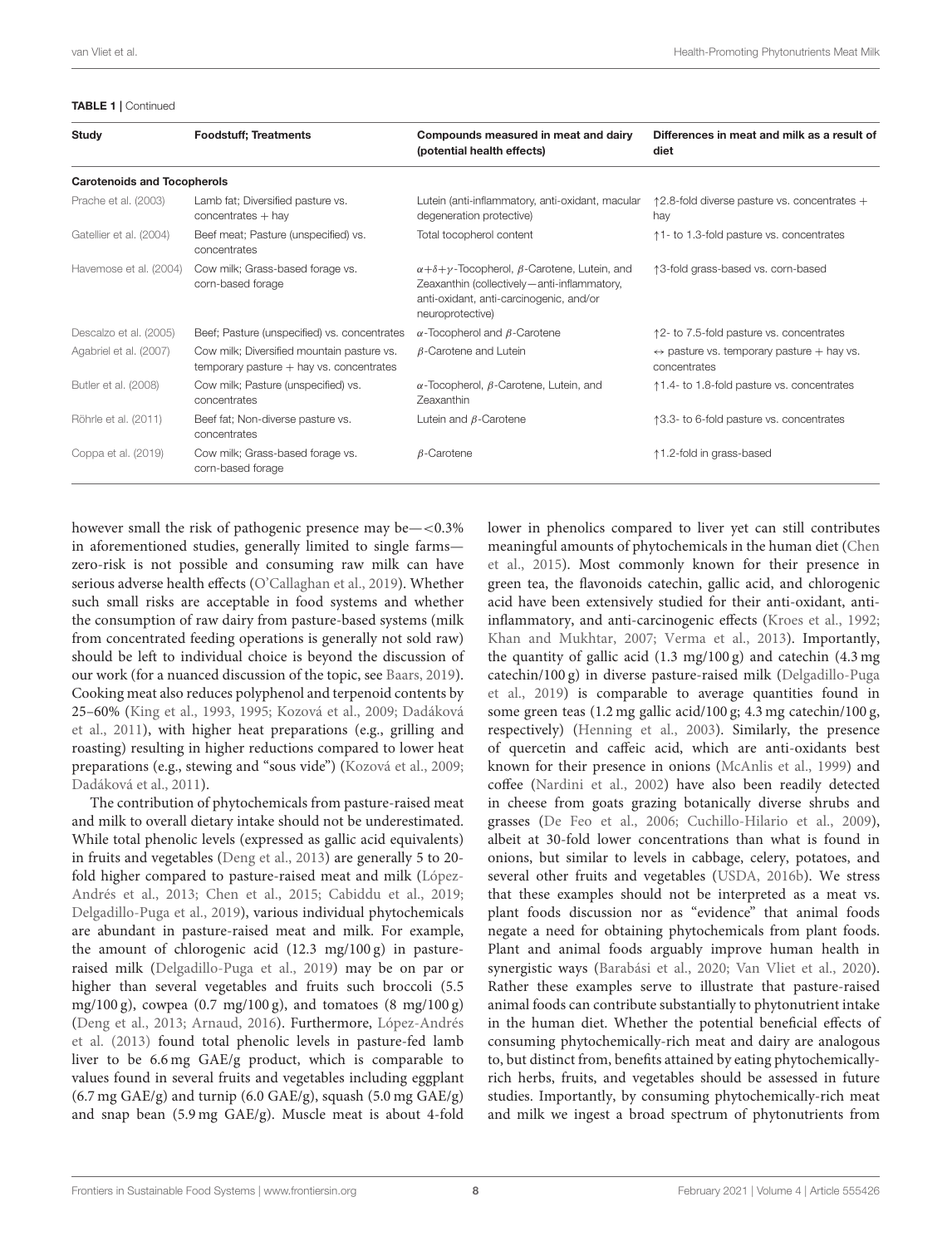**TABLE 1 |** Continued

| Study | Foodstuff; Treatments | Compounds measured in meat and dairy (potential health effects) | Differences in meat and milk as a result of diet |
|---|---|---|---|
| **Carotenoids and Tocopherols** | | | |
| Prache et al. (2003) | Lamb fat; Diversified pasture vs. concentrates + hay | Lutein (anti-inflammatory, anti-oxidant, macular degeneration protective) | ↑2.8-fold diverse pasture vs. concentrates + hay |
| Gatellier et al. (2004) | Beef meat; Pasture (unspecified) vs. concentrates | Total tocopherol content | ↑1- to 1.3-fold pasture vs. concentrates |
| Havemose et al. (2004) | Cow milk; Grass-based forage vs. corn-based forage | $\alpha+\delta+\gamma$-Tocopherol, $\beta$-Carotene, Lutein, and Zeaxanthin (collectively—anti-inflammatory, anti-oxidant, anti-carcinogenic, and/or neuroprotective) | ↑3-fold grass-based vs. corn-based |
| Descalzo et al. (2005) | Beef; Pasture (unspecified) vs. concentrates | $\alpha$-Tocopherol and $\beta$-Carotene | ↑2- to 7.5-fold pasture vs. concentrates |
| Agabriel et al. (2007) | Cow milk; Diversified mountain pasture vs. temporary pasture + hay vs. concentrates | $\beta$-Carotene and Lutein | ↔ pasture vs. temporary pasture + hay vs. concentrates |
| Butler et al. (2008) | Cow milk; Pasture (unspecified) vs. concentrates | $\alpha$-Tocopherol, $\beta$-Carotene, Lutein, and Zeaxanthin | ↑1.4- to 1.8-fold pasture vs. concentrates |
| Röhrle et al. (2011) | Beef fat; Non-diverse pasture vs. concentrates | Lutein and $\beta$-Carotene | ↑3.3- to 6-fold pasture vs. concentrates |
| Coppa et al. (2019) | Cow milk; Grass-based forage vs. corn-based forage | $\beta$-Carotene | ↑1.2-fold in grass-based |

however small the risk of pathogenic presence may be—<0.3% in aforementioned studies, generally limited to single farms—zero-risk is not possible and consuming raw milk can have serious adverse health effects (O'Callaghan et al., 2019). Whether such small risks are acceptable in food systems and whether the consumption of raw dairy from pasture-based systems (milk from concentrated feeding operations is generally not sold raw) should be left to individual choice is beyond the discussion of our work (for a nuanced discussion of the topic, see Baars, 2019). Cooking meat also reduces polyphenol and terpenoid contents by 25–60% (King et al., 1993, 1995; Kozová et al., 2009; Dadáková et al., 2011), with higher heat preparations (e.g., grilling and roasting) resulting in higher reductions compared to lower heat preparations (e.g., stewing and "sous vide") (Kozová et al., 2009; Dadáková et al., 2011).

The contribution of phytochemicals from pasture-raised meat and milk to overall dietary intake should not be underestimated. While total phenolic levels (expressed as gallic acid equivalents) in fruits and vegetables (Deng et al., 2013) are generally 5 to 20-fold higher compared to pasture-raised meat and milk (López-Andrés et al., 2013; Chen et al., 2015; Cabiddu et al., 2019; Delgadillo-Puga et al., 2019), various individual phytochemicals are abundant in pasture-raised meat and milk. For example, the amount of chlorogenic acid (12.3 mg/100 g) in pasture-raised milk (Delgadillo-Puga et al., 2019) may be on par or higher than several vegetables and fruits such broccoli (5.5 mg/100 g), cowpea (0.7 mg/100 g), and tomatoes (8 mg/100 g) (Deng et al., 2013; Arnaud, 2016). Furthermore, López-Andrés et al. (2013) found total phenolic levels in pasture-fed lamb liver to be 6.6 mg GAE/g product, which is comparable to values found in several fruits and vegetables including eggplant (6.7 mg GAE/g) and turnip (6.0 GAE/g), squash (5.0 mg GAE/g) and snap bean (5.9 mg GAE/g). Muscle meat is about 4-fold lower in phenolics compared to liver yet can still contributes meaningful amounts of phytochemicals in the human diet (Chen et al., 2015). Most commonly known for their presence in green tea, the flavonoids catechin, gallic acid, and chlorogenic acid have been extensively studied for their anti-oxidant, anti-inflammatory, and anti-carcinogenic effects (Kroes et al., 1992; Khan and Mukhtar, 2007; Verma et al., 2013). Importantly, the quantity of gallic acid (1.3 mg/100 g) and catechin (4.3 mg catechin/100 g) in diverse pasture-raised milk (Delgadillo-Puga et al., 2019) is comparable to average quantities found in some green teas (1.2 mg gallic acid/100 g; 4.3 mg catechin/100 g, respectively) (Henning et al., 2003). Similarly, the presence of quercetin and caffeic acid, which are anti-oxidants best known for their presence in onions (McAnlis et al., 1999) and coffee (Nardini et al., 2002) have also been readily detected in cheese from goats grazing botanically diverse shrubs and grasses (De Feo et al., 2006; Cuchillo-Hilario et al., 2009), albeit at 30-fold lower concentrations than what is found in onions, but similar to levels in cabbage, celery, potatoes, and several other fruits and vegetables (USDA, 2016b). We stress that these examples should not be interpreted as a meat vs. plant foods discussion nor as "evidence" that animal foods negate a need for obtaining phytochemicals from plant foods. Plant and animal foods arguably improve human health in synergistic ways (Barabási et al., 2020; Van Vliet et al., 2020). Rather these examples serve to illustrate that pasture-raised animal foods can contribute substantially to phytonutrient intake in the human diet. Whether the potential beneficial effects of consuming phytochemically-rich meat and dairy are analogous to, but distinct from, benefits attained by eating phytochemically-rich herbs, fruits, and vegetables should be assessed in future studies. Importantly, by consuming phytochemically-rich meat and milk we ingest a broad spectrum of phytonutrients from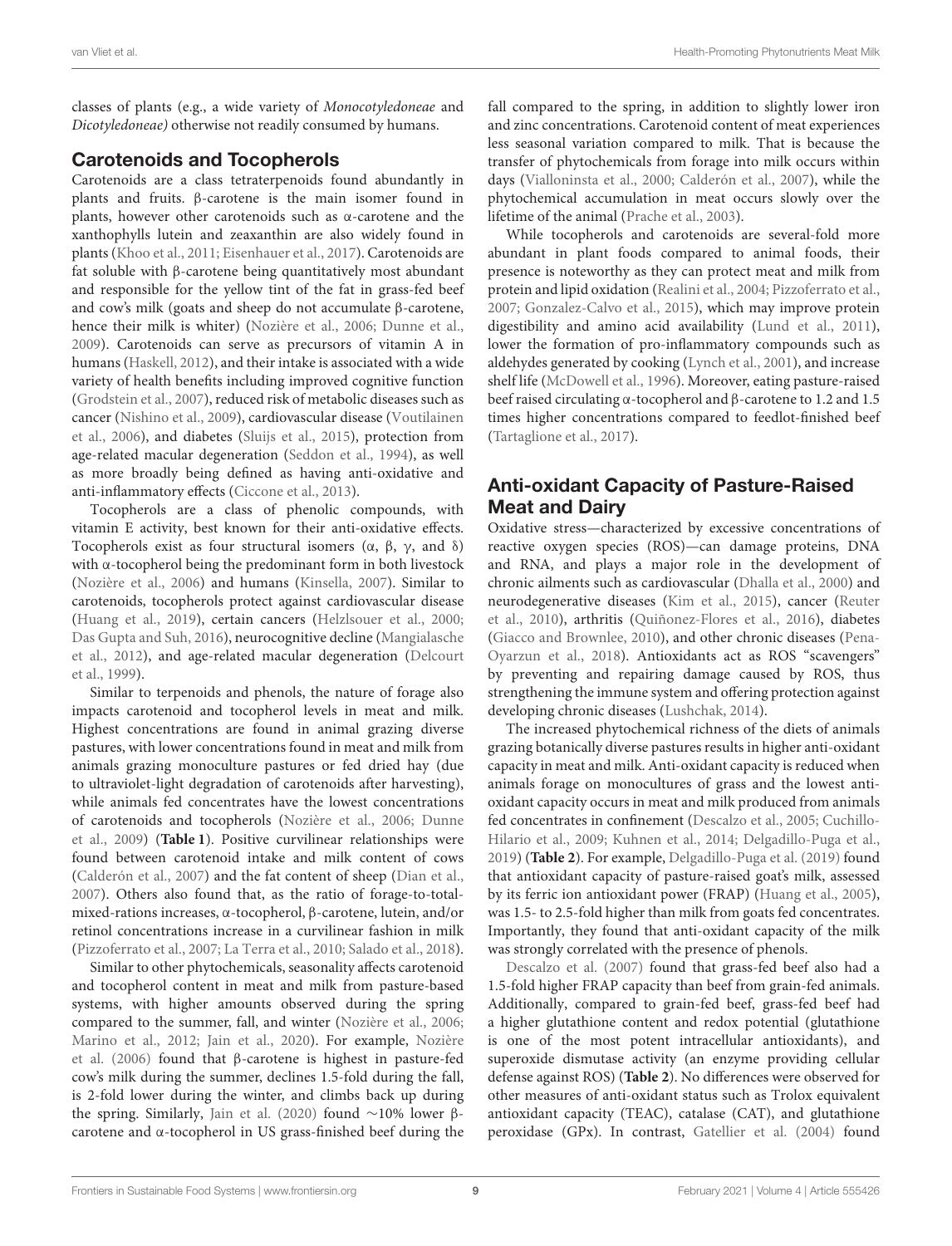classes of plants (e.g., a wide variety of *Monocotyledoneae* and *Dicotyledoneae)* otherwise not readily consumed by humans.

## Carotenoids and Tocopherols

Carotenoids are a class tetraterpenoids found abundantly in plants and fruits. β-carotene is the main isomer found in plants, however other carotenoids such as α-carotene and the xanthophylls lutein and zeaxanthin are also widely found in plants (Khoo et al., 2011; Eisenhauer et al., 2017). Carotenoids are fat soluble with β-carotene being quantitatively most abundant and responsible for the yellow tint of the fat in grass-fed beef and cow's milk (goats and sheep do not accumulate β-carotene, hence their milk is whiter) (Nozière et al., 2006; Dunne et al., 2009). Carotenoids can serve as precursors of vitamin A in humans (Haskell, 2012), and their intake is associated with a wide variety of health benefits including improved cognitive function (Grodstein et al., 2007), reduced risk of metabolic diseases such as cancer (Nishino et al., 2009), cardiovascular disease (Voutilainen et al., 2006), and diabetes (Sluijs et al., 2015), protection from age-related macular degeneration (Seddon et al., 1994), as well as more broadly being defined as having anti-oxidative and anti-inflammatory effects (Ciccone et al., 2013).

Tocopherols are a class of phenolic compounds, with vitamin E activity, best known for their anti-oxidative effects. Tocopherols exist as four structural isomers (α, β, γ, and δ) with α-tocopherol being the predominant form in both livestock (Nozière et al., 2006) and humans (Kinsella, 2007). Similar to carotenoids, tocopherols protect against cardiovascular disease (Huang et al., 2019), certain cancers (Helzlsouer et al., 2000; Das Gupta and Suh, 2016), neurocognitive decline (Mangialasche et al., 2012), and age-related macular degeneration (Delcourt et al., 1999).

Similar to terpenoids and phenols, the nature of forage also impacts carotenoid and tocopherol levels in meat and milk. Highest concentrations are found in animal grazing diverse pastures, with lower concentrations found in meat and milk from animals grazing monoculture pastures or fed dried hay (due to ultraviolet-light degradation of carotenoids after harvesting), while animals fed concentrates have the lowest concentrations of carotenoids and tocopherols (Nozière et al., 2006; Dunne et al., 2009) (**Table 1**). Positive curvilinear relationships were found between carotenoid intake and milk content of cows (Calderón et al., 2007) and the fat content of sheep (Dian et al., 2007). Others also found that, as the ratio of forage-to-total-mixed-rations increases, α-tocopherol, β-carotene, lutein, and/or retinol concentrations increase in a curvilinear fashion in milk (Pizzoferrato et al., 2007; La Terra et al., 2010; Salado et al., 2018).

Similar to other phytochemicals, seasonality affects carotenoid and tocopherol content in meat and milk from pasture-based systems, with higher amounts observed during the spring compared to the summer, fall, and winter (Nozière et al., 2006; Marino et al., 2012; Jain et al., 2020). For example, Nozière et al. (2006) found that β-carotene is highest in pasture-fed cow's milk during the summer, declines 1.5-fold during the fall, is 2-fold lower during the winter, and climbs back up during the spring. Similarly, Jain et al. (2020) found ∼10% lower β-carotene and α-tocopherol in US grass-finished beef during the fall compared to the spring, in addition to slightly lower iron and zinc concentrations. Carotenoid content of meat experiences less seasonal variation compared to milk. That is because the transfer of phytochemicals from forage into milk occurs within days (Vialloninsta et al., 2000; Calderón et al., 2007), while the phytochemical accumulation in meat occurs slowly over the lifetime of the animal (Prache et al., 2003).

While tocopherols and carotenoids are several-fold more abundant in plant foods compared to animal foods, their presence is noteworthy as they can protect meat and milk from protein and lipid oxidation (Realini et al., 2004; Pizzoferrato et al., 2007; Gonzalez-Calvo et al., 2015), which may improve protein digestibility and amino acid availability (Lund et al., 2011), lower the formation of pro-inflammatory compounds such as aldehydes generated by cooking (Lynch et al., 2001), and increase shelf life (McDowell et al., 1996). Moreover, eating pasture-raised beef raised circulating α-tocopherol and β-carotene to 1.2 and 1.5 times higher concentrations compared to feedlot-finished beef (Tartaglione et al., 2017).

## Anti-oxidant Capacity of Pasture-Raised Meat and Dairy

Oxidative stress—characterized by excessive concentrations of reactive oxygen species (ROS)—can damage proteins, DNA and RNA, and plays a major role in the development of chronic ailments such as cardiovascular (Dhalla et al., 2000) and neurodegenerative diseases (Kim et al., 2015), cancer (Reuter et al., 2010), arthritis (Quiñonez-Flores et al., 2016), diabetes (Giacco and Brownlee, 2010), and other chronic diseases (Pena-Oyarzun et al., 2018). Antioxidants act as ROS "scavengers" by preventing and repairing damage caused by ROS, thus strengthening the immune system and offering protection against developing chronic diseases (Lushchak, 2014).

The increased phytochemical richness of the diets of animals grazing botanically diverse pastures results in higher anti-oxidant capacity in meat and milk. Anti-oxidant capacity is reduced when animals forage on monocultures of grass and the lowest anti-oxidant capacity occurs in meat and milk produced from animals fed concentrates in confinement (Descalzo et al., 2005; Cuchillo-Hilario et al., 2009; Kuhnen et al., 2014; Delgadillo-Puga et al., 2019) (**Table 2**). For example, Delgadillo-Puga et al. (2019) found that antioxidant capacity of pasture-raised goat's milk, assessed by its ferric ion antioxidant power (FRAP) (Huang et al., 2005), was 1.5- to 2.5-fold higher than milk from goats fed concentrates. Importantly, they found that anti-oxidant capacity of the milk was strongly correlated with the presence of phenols.

Descalzo et al. (2007) found that grass-fed beef also had a 1.5-fold higher FRAP capacity than beef from grain-fed animals. Additionally, compared to grain-fed beef, grass-fed beef had a higher glutathione content and redox potential (glutathione is one of the most potent intracellular antioxidants), and superoxide dismutase activity (an enzyme providing cellular defense against ROS) (**Table 2**). No differences were observed for other measures of anti-oxidant status such as Trolox equivalent antioxidant capacity (TEAC), catalase (CAT), and glutathione peroxidase (GPx). In contrast, Gatellier et al. (2004) found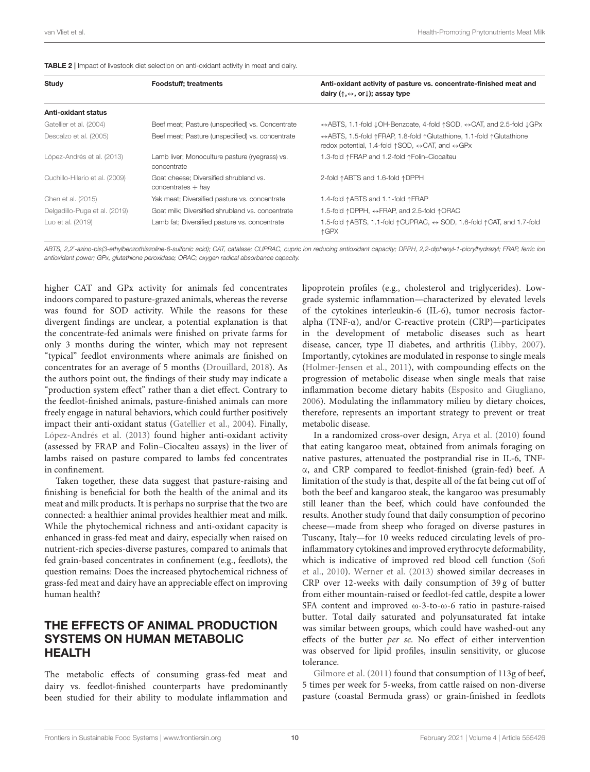**TABLE 2** | Impact of livestock diet selection on anti-oxidant activity in meat and dairy.

| Study | Foodstuff; treatments | Anti-oxidant activity of pasture vs. concentrate-finished meat and dairy (↑,↔, or↓); assay type |
|---|---|---|
| **Anti-oxidant status** | | |
| Gatellier et al. (2004) | Beef meat; Pasture (unspecified) vs. Concentrate | ↔ABTS, 1.1-fold ↓OH-Benzoate, 4-fold ↑SOD, ↔CAT, and 2.5-fold ↓GPx |
| Descalzo et al. (2005) | Beef meat; Pasture (unspecified) vs. concentrate | ↔ABTS, 1.5-fold ↑FRAP, 1.8-fold ↑Glutathione, 1.1-fold ↑Glutathione redox potential, 1.4-fold ↑SOD, ↔CAT, and ↔GPx |
| López-Andrés et al. (2013) | Lamb liver; Monoculture pasture (ryegrass) vs. concentrate | 1.3-fold ↑FRAP and 1.2-fold ↑Folin–Ciocalteu |
| Cuchillo-Hilario et al. (2009) | Goat cheese; Diversified shrubland vs. concentrates + hay | 2-fold ↑ABTS and 1.6-fold ↑DPPH |
| Chen et al. (2015) | Yak meat; Diversified pasture vs. concentrate | 1.4-fold ↑ABTS and 1.1-fold ↑FRAP |
| Delgadillo-Puga et al. (2019) | Goat milk; Diversified shrubland vs. concentrate | 1.5-fold ↑DPPH, ↔FRAP, and 2.5-fold ↑ORAC |
| Luo et al. (2019) | Lamb fat; Diversified pasture vs. concentrate | 1.5-fold ↑ABTS, 1.1-fold ↑CUPRAC, ↔ SOD, 1.6-fold ↑CAT, and 1.7-fold ↑GPX |

*ABTS, 2,2′-azino-bis(3-ethylbenzothiazoline-6-sulfonic acid); CAT, catalase; CUPRAC, cupric ion reducing antioxidant capacity; DPPH, 2,2-diphenyl-1-picrylhydrazyl; FRAP, ferric ion antioxidant power; GPx, glutathione peroxidase; ORAC; oxygen radical absorbance capacity.*

higher CAT and GPx activity for animals fed concentrates indoors compared to pasture-grazed animals, whereas the reverse was found for SOD activity. While the reasons for these divergent findings are unclear, a potential explanation is that the concentrate-fed animals were finished on private farms for only 3 months during the winter, which may not represent "typical" feedlot environments where animals are finished on concentrates for an average of 5 months (Drouillard, 2018). As the authors point out, the findings of their study may indicate a "production system effect" rather than a diet effect. Contrary to the feedlot-finished animals, pasture-finished animals can more freely engage in natural behaviors, which could further positively impact their anti-oxidant status (Gatellier et al., 2004). Finally, López-Andrés et al. (2013) found higher anti-oxidant activity (assessed by FRAP and Folin–Ciocalteu assays) in the liver of lambs raised on pasture compared to lambs fed concentrates in confinement.

Taken together, these data suggest that pasture-raising and finishing is beneficial for both the health of the animal and its meat and milk products. It is perhaps no surprise that the two are connected: a healthier animal provides healthier meat and milk. While the phytochemical richness and anti-oxidant capacity is enhanced in grass-fed meat and dairy, especially when raised on nutrient-rich species-diverse pastures, compared to animals that fed grain-based concentrates in confinement (e.g., feedlots), the question remains: Does the increased phytochemical richness of grass-fed meat and dairy have an appreciable effect on improving human health?

## THE EFFECTS OF ANIMAL PRODUCTION SYSTEMS ON HUMAN METABOLIC HEALTH

The metabolic effects of consuming grass-fed meat and dairy vs. feedlot-finished counterparts have predominantly been studied for their ability to modulate inflammation and lipoprotein profiles (e.g., cholesterol and triglycerides). Low-grade systemic inflammation—characterized by elevated levels of the cytokines interleukin-6 (IL-6), tumor necrosis factor-alpha (TNF-α), and/or C-reactive protein (CRP)—participates in the development of metabolic diseases such as heart disease, cancer, type II diabetes, and arthritis (Libby, 2007). Importantly, cytokines are modulated in response to single meals (Holmer-Jensen et al., 2011), with compounding effects on the progression of metabolic disease when single meals that raise inflammation become dietary habits (Esposito and Giugliano, 2006). Modulating the inflammatory milieu by dietary choices, therefore, represents an important strategy to prevent or treat metabolic disease.

In a randomized cross-over design, Arya et al. (2010) found that eating kangaroo meat, obtained from animals foraging on native pastures, attenuated the postprandial rise in IL-6, TNF-α, and CRP compared to feedlot-finished (grain-fed) beef. A limitation of the study is that, despite all of the fat being cut off of both the beef and kangaroo steak, the kangaroo was presumably still leaner than the beef, which could have confounded the results. Another study found that daily consumption of pecorino cheese—made from sheep who foraged on diverse pastures in Tuscany, Italy—for 10 weeks reduced circulating levels of pro-inflammatory cytokines and improved erythrocyte deformability, which is indicative of improved red blood cell function (Sofi et al., 2010). Werner et al. (2013) showed similar decreases in CRP over 12-weeks with daily consumption of 39 g of butter from either mountain-raised or feedlot-fed cattle, despite a lower SFA content and improved ω-3-to-ω-6 ratio in pasture-raised butter. Total daily saturated and polyunsaturated fat intake was similar between groups, which could have washed-out any effects of the butter *per se*. No effect of either intervention was observed for lipid profiles, insulin sensitivity, or glucose tolerance.

Gilmore et al. (2011) found that consumption of 113g of beef, 5 times per week for 5-weeks, from cattle raised on non-diverse pasture (coastal Bermuda grass) or grain-finished in feedlots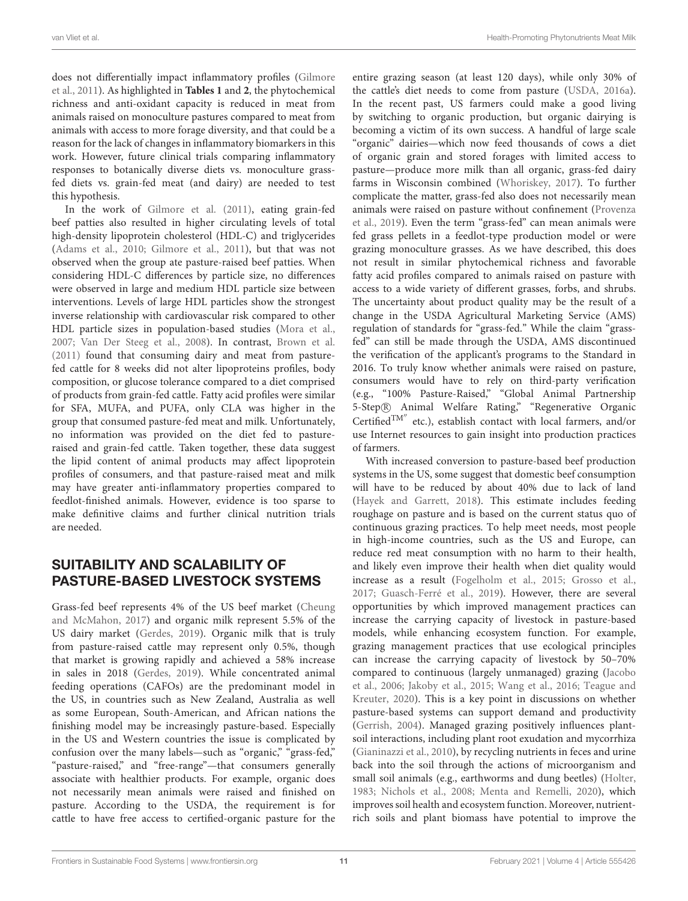does not differentially impact inflammatory profiles (Gilmore et al., 2011). As highlighted in **Tables 1** and **2**, the phytochemical richness and anti-oxidant capacity is reduced in meat from animals raised on monoculture pastures compared to meat from animals with access to more forage diversity, and that could be a reason for the lack of changes in inflammatory biomarkers in this work. However, future clinical trials comparing inflammatory responses to botanically diverse diets vs. monoculture grass-fed diets vs. grain-fed meat (and dairy) are needed to test this hypothesis.

In the work of Gilmore et al. (2011), eating grain-fed beef patties also resulted in higher circulating levels of total high-density lipoprotein cholesterol (HDL-C) and triglycerides (Adams et al., 2010; Gilmore et al., 2011), but that was not observed when the group ate pasture-raised beef patties. When considering HDL-C differences by particle size, no differences were observed in large and medium HDL particle size between interventions. Levels of large HDL particles show the strongest inverse relationship with cardiovascular risk compared to other HDL particle sizes in population-based studies (Mora et al., 2007; Van Der Steeg et al., 2008). In contrast, Brown et al. (2011) found that consuming dairy and meat from pasture-fed cattle for 8 weeks did not alter lipoproteins profiles, body composition, or glucose tolerance compared to a diet comprised of products from grain-fed cattle. Fatty acid profiles were similar for SFA, MUFA, and PUFA, only CLA was higher in the group that consumed pasture-fed meat and milk. Unfortunately, no information was provided on the diet fed to pasture-raised and grain-fed cattle. Taken together, these data suggest the lipid content of animal products may affect lipoprotein profiles of consumers, and that pasture-raised meat and milk may have greater anti-inflammatory properties compared to feedlot-finished animals. However, evidence is too sparse to make definitive claims and further clinical nutrition trials are needed.

## SUITABILITY AND SCALABILITY OF PASTURE-BASED LIVESTOCK SYSTEMS

Grass-fed beef represents 4% of the US beef market (Cheung and McMahon, 2017) and organic milk represent 5.5% of the US dairy market (Gerdes, 2019). Organic milk that is truly from pasture-raised cattle may represent only 0.5%, though that market is growing rapidly and achieved a 58% increase in sales in 2018 (Gerdes, 2019). While concentrated animal feeding operations (CAFOs) are the predominant model in the US, in countries such as New Zealand, Australia as well as some European, South-American, and African nations the finishing model may be increasingly pasture-based. Especially in the US and Western countries the issue is complicated by confusion over the many labels—such as "organic," "grass-fed," "pasture-raised," and "free-range"—that consumers generally associate with healthier products. For example, organic does not necessarily mean animals were raised and finished on pasture. According to the USDA, the requirement is for cattle to have free access to certified-organic pasture for the entire grazing season (at least 120 days), while only 30% of the cattle's diet needs to come from pasture (USDA, 2016a). In the recent past, US farmers could make a good living by switching to organic production, but organic dairying is becoming a victim of its own success. A handful of large scale "organic" dairies—which now feed thousands of cows a diet of organic grain and stored forages with limited access to pasture—produce more milk than all organic, grass-fed dairy farms in Wisconsin combined (Whoriskey, 2017). To further complicate the matter, grass-fed also does not necessarily mean animals were raised on pasture without confinement (Provenza et al., 2019). Even the term "grass-fed" can mean animals were fed grass pellets in a feedlot-type production model or were grazing monoculture grasses. As we have described, this does not result in similar phytochemical richness and favorable fatty acid profiles compared to animals raised on pasture with access to a wide variety of different grasses, forbs, and shrubs. The uncertainty about product quality may be the result of a change in the USDA Agricultural Marketing Service (AMS) regulation of standards for "grass-fed." While the claim "grass-fed" can still be made through the USDA, AMS discontinued the verification of the applicant's programs to the Standard in 2016. To truly know whether animals were raised on pasture, consumers would have to rely on third-party verification (e.g., "100% Pasture-Raised," "Global Animal Partnership 5-Step® Animal Welfare Rating," "Regenerative Organic Certified™" etc.), establish contact with local farmers, and/or use Internet resources to gain insight into production practices of farmers.

With increased conversion to pasture-based beef production systems in the US, some suggest that domestic beef consumption will have to be reduced by about 40% due to lack of land (Hayek and Garrett, 2018). This estimate includes feeding roughage on pasture and is based on the current status quo of continuous grazing practices. To help meet needs, most people in high-income countries, such as the US and Europe, can reduce red meat consumption with no harm to their health, and likely even improve their health when diet quality would increase as a result (Fogelholm et al., 2015; Grosso et al., 2017; Guasch-Ferré et al., 2019). However, there are several opportunities by which improved management practices can increase the carrying capacity of livestock in pasture-based models, while enhancing ecosystem function. For example, grazing management practices that use ecological principles can increase the carrying capacity of livestock by 50–70% compared to continuous (largely unmanaged) grazing (Jacobo et al., 2006; Jakoby et al., 2015; Wang et al., 2016; Teague and Kreuter, 2020). This is a key point in discussions on whether pasture-based systems can support demand and productivity (Gerrish, 2004). Managed grazing positively influences plant-soil interactions, including plant root exudation and mycorrhiza (Gianinazzi et al., 2010), by recycling nutrients in feces and urine back into the soil through the actions of microorganism and small soil animals (e.g., earthworms and dung beetles) (Holter, 1983; Nichols et al., 2008; Menta and Remelli, 2020), which improves soil health and ecosystem function. Moreover, nutrient-rich soils and plant biomass have potential to improve the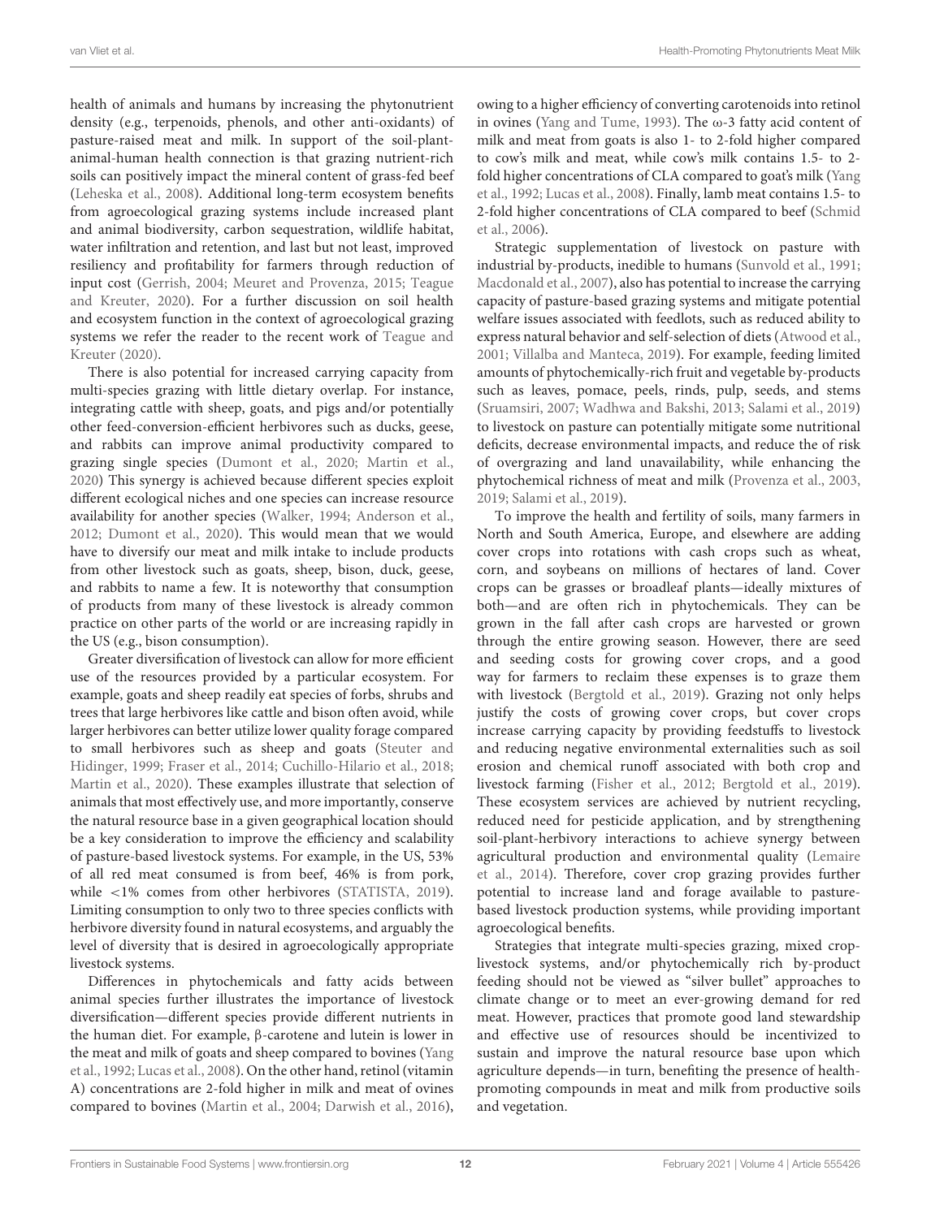health of animals and humans by increasing the phytonutrient density (e.g., terpenoids, phenols, and other anti-oxidants) of pasture-raised meat and milk. In support of the soil-plant-animal-human health connection is that grazing nutrient-rich soils can positively impact the mineral content of grass-fed beef (Leheska et al., 2008). Additional long-term ecosystem benefits from agroecological grazing systems include increased plant and animal biodiversity, carbon sequestration, wildlife habitat, water infiltration and retention, and last but not least, improved resiliency and profitability for farmers through reduction of input cost (Gerrish, 2004; Meuret and Provenza, 2015; Teague and Kreuter, 2020). For a further discussion on soil health and ecosystem function in the context of agroecological grazing systems we refer the reader to the recent work of Teague and Kreuter (2020).

There is also potential for increased carrying capacity from multi-species grazing with little dietary overlap. For instance, integrating cattle with sheep, goats, and pigs and/or potentially other feed-conversion-efficient herbivores such as ducks, geese, and rabbits can improve animal productivity compared to grazing single species (Dumont et al., 2020; Martin et al., 2020) This synergy is achieved because different species exploit different ecological niches and one species can increase resource availability for another species (Walker, 1994; Anderson et al., 2012; Dumont et al., 2020). This would mean that we would have to diversify our meat and milk intake to include products from other livestock such as goats, sheep, bison, duck, geese, and rabbits to name a few. It is noteworthy that consumption of products from many of these livestock is already common practice on other parts of the world or are increasing rapidly in the US (e.g., bison consumption).

Greater diversification of livestock can allow for more efficient use of the resources provided by a particular ecosystem. For example, goats and sheep readily eat species of forbs, shrubs and trees that large herbivores like cattle and bison often avoid, while larger herbivores can better utilize lower quality forage compared to small herbivores such as sheep and goats (Steuter and Hidinger, 1999; Fraser et al., 2014; Cuchillo-Hilario et al., 2018; Martin et al., 2020). These examples illustrate that selection of animals that most effectively use, and more importantly, conserve the natural resource base in a given geographical location should be a key consideration to improve the efficiency and scalability of pasture-based livestock systems. For example, in the US, 53% of all red meat consumed is from beef, 46% is from pork, while <1% comes from other herbivores (STATISTA, 2019). Limiting consumption to only two to three species conflicts with herbivore diversity found in natural ecosystems, and arguably the level of diversity that is desired in agroecologically appropriate livestock systems.

Differences in phytochemicals and fatty acids between animal species further illustrates the importance of livestock diversification—different species provide different nutrients in the human diet. For example, β-carotene and lutein is lower in the meat and milk of goats and sheep compared to bovines (Yang et al., 1992; Lucas et al., 2008). On the other hand, retinol (vitamin A) concentrations are 2-fold higher in milk and meat of ovines compared to bovines (Martin et al., 2004; Darwish et al., 2016), owing to a higher efficiency of converting carotenoids into retinol in ovines (Yang and Tume, 1993). The ω-3 fatty acid content of milk and meat from goats is also 1- to 2-fold higher compared to cow's milk and meat, while cow's milk contains 1.5- to 2-fold higher concentrations of CLA compared to goat's milk (Yang et al., 1992; Lucas et al., 2008). Finally, lamb meat contains 1.5- to 2-fold higher concentrations of CLA compared to beef (Schmid et al., 2006).

Strategic supplementation of livestock on pasture with industrial by-products, inedible to humans (Sunvold et al., 1991; Macdonald et al., 2007), also has potential to increase the carrying capacity of pasture-based grazing systems and mitigate potential welfare issues associated with feedlots, such as reduced ability to express natural behavior and self-selection of diets (Atwood et al., 2001; Villalba and Manteca, 2019). For example, feeding limited amounts of phytochemically-rich fruit and vegetable by-products such as leaves, pomace, peels, rinds, pulp, seeds, and stems (Sruamsiri, 2007; Wadhwa and Bakshi, 2013; Salami et al., 2019) to livestock on pasture can potentially mitigate some nutritional deficits, decrease environmental impacts, and reduce the of risk of overgrazing and land unavailability, while enhancing the phytochemical richness of meat and milk (Provenza et al., 2003, 2019; Salami et al., 2019).

To improve the health and fertility of soils, many farmers in North and South America, Europe, and elsewhere are adding cover crops into rotations with cash crops such as wheat, corn, and soybeans on millions of hectares of land. Cover crops can be grasses or broadleaf plants—ideally mixtures of both—and are often rich in phytochemicals. They can be grown in the fall after cash crops are harvested or grown through the entire growing season. However, there are seed and seeding costs for growing cover crops, and a good way for farmers to reclaim these expenses is to graze them with livestock (Bergtold et al., 2019). Grazing not only helps justify the costs of growing cover crops, but cover crops increase carrying capacity by providing feedstuffs to livestock and reducing negative environmental externalities such as soil erosion and chemical runoff associated with both crop and livestock farming (Fisher et al., 2012; Bergtold et al., 2019). These ecosystem services are achieved by nutrient recycling, reduced need for pesticide application, and by strengthening soil-plant-herbivory interactions to achieve synergy between agricultural production and environmental quality (Lemaire et al., 2014). Therefore, cover crop grazing provides further potential to increase land and forage available to pasture-based livestock production systems, while providing important agroecological benefits.

Strategies that integrate multi-species grazing, mixed crop-livestock systems, and/or phytochemically rich by-product feeding should not be viewed as "silver bullet" approaches to climate change or to meet an ever-growing demand for red meat. However, practices that promote good land stewardship and effective use of resources should be incentivized to sustain and improve the natural resource base upon which agriculture depends—in turn, benefiting the presence of health-promoting compounds in meat and milk from productive soils and vegetation.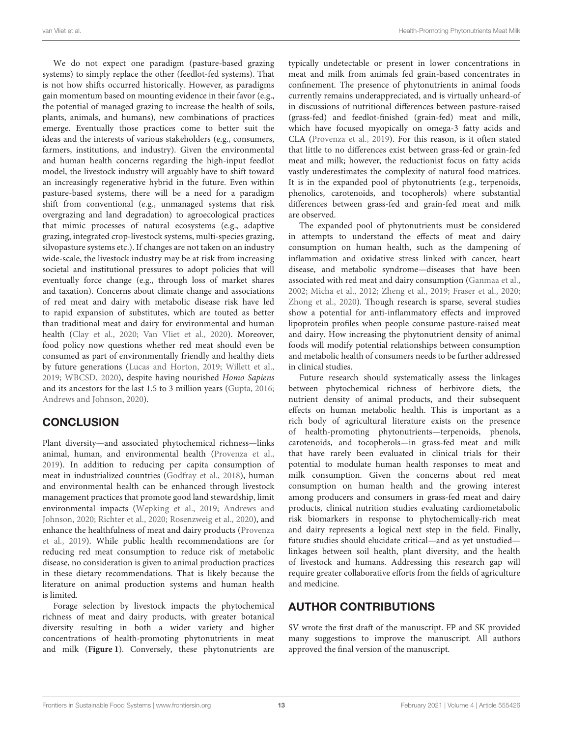We do not expect one paradigm (pasture-based grazing systems) to simply replace the other (feedlot-fed systems). That is not how shifts occurred historically. However, as paradigms gain momentum based on mounting evidence in their favor (e.g., the potential of managed grazing to increase the health of soils, plants, animals, and humans), new combinations of practices emerge. Eventually those practices come to better suit the ideas and the interests of various stakeholders (e.g., consumers, farmers, institutions, and industry). Given the environmental and human health concerns regarding the high-input feedlot model, the livestock industry will arguably have to shift toward an increasingly regenerative hybrid in the future. Even within pasture-based systems, there will be a need for a paradigm shift from conventional (e.g., unmanaged systems that risk overgrazing and land degradation) to agroecological practices that mimic processes of natural ecosystems (e.g., adaptive grazing, integrated crop-livestock systems, multi-species grazing, silvopasture systems etc.). If changes are not taken on an industry wide-scale, the livestock industry may be at risk from increasing societal and institutional pressures to adopt policies that will eventually force change (e.g., through loss of market shares and taxation). Concerns about climate change and associations of red meat and dairy with metabolic disease risk have led to rapid expansion of substitutes, which are touted as better than traditional meat and dairy for environmental and human health (Clay et al., 2020; Van Vliet et al., 2020). Moreover, food policy now questions whether red meat should even be consumed as part of environmentally friendly and healthy diets by future generations (Lucas and Horton, 2019; Willett et al., 2019; WBCSD, 2020), despite having nourished *Homo Sapiens* and its ancestors for the last 1.5 to 3 million years (Gupta, 2016; Andrews and Johnson, 2020).

## CONCLUSION

Plant diversity—and associated phytochemical richness—links animal, human, and environmental health (Provenza et al., 2019). In addition to reducing per capita consumption of meat in industrialized countries (Godfray et al., 2018), human and environmental health can be enhanced through livestock management practices that promote good land stewardship, limit environmental impacts (Wepking et al., 2019; Andrews and Johnson, 2020; Richter et al., 2020; Rosenzweig et al., 2020), and enhance the healthfulness of meat and dairy products (Provenza et al., 2019). While public health recommendations are for reducing red meat consumption to reduce risk of metabolic disease, no consideration is given to animal production practices in these dietary recommendations. That is likely because the literature on animal production systems and human health is limited.

Forage selection by livestock impacts the phytochemical richness of meat and dairy products, with greater botanical diversity resulting in both a wider variety and higher concentrations of health-promoting phytonutrients in meat and milk (**Figure 1**). Conversely, these phytonutrients are typically undetectable or present in lower concentrations in meat and milk from animals fed grain-based concentrates in confinement. The presence of phytonutrients in animal foods currently remains underappreciated, and is virtually unheard-of in discussions of nutritional differences between pasture-raised (grass-fed) and feedlot-finished (grain-fed) meat and milk, which have focused myopically on omega-3 fatty acids and CLA (Provenza et al., 2019). For this reason, is it often stated that little to no differences exist between grass-fed or grain-fed meat and milk; however, the reductionist focus on fatty acids vastly underestimates the complexity of natural food matrices. It is in the expanded pool of phytonutrients (e.g., terpenoids, phenolics, carotenoids, and tocopherols) where substantial differences between grass-fed and grain-fed meat and milk are observed.

The expanded pool of phytonutrients must be considered in attempts to understand the effects of meat and dairy consumption on human health, such as the dampening of inflammation and oxidative stress linked with cancer, heart disease, and metabolic syndrome—diseases that have been associated with red meat and dairy consumption (Ganmaa et al., 2002; Micha et al., 2012; Zheng et al., 2019; Fraser et al., 2020; Zhong et al., 2020). Though research is sparse, several studies show a potential for anti-inflammatory effects and improved lipoprotein profiles when people consume pasture-raised meat and dairy. How increasing the phytonutrient density of animal foods will modify potential relationships between consumption and metabolic health of consumers needs to be further addressed in clinical studies.

Future research should systematically assess the linkages between phytochemical richness of herbivore diets, the nutrient density of animal products, and their subsequent effects on human metabolic health. This is important as a rich body of agricultural literature exists on the presence of health-promoting phytonutrients—terpenoids, phenols, carotenoids, and tocopherols—in grass-fed meat and milk that have rarely been evaluated in clinical trials for their potential to modulate human health responses to meat and milk consumption. Given the concerns about red meat consumption on human health and the growing interest among producers and consumers in grass-fed meat and dairy products, clinical nutrition studies evaluating cardiometabolic risk biomarkers in response to phytochemically-rich meat and dairy represents a logical next step in the field. Finally, future studies should elucidate critical—and as yet unstudied—linkages between soil health, plant diversity, and the health of livestock and humans. Addressing this research gap will require greater collaborative efforts from the fields of agriculture and medicine.

## AUTHOR CONTRIBUTIONS

SV wrote the first draft of the manuscript. FP and SK provided many suggestions to improve the manuscript. All authors approved the final version of the manuscript.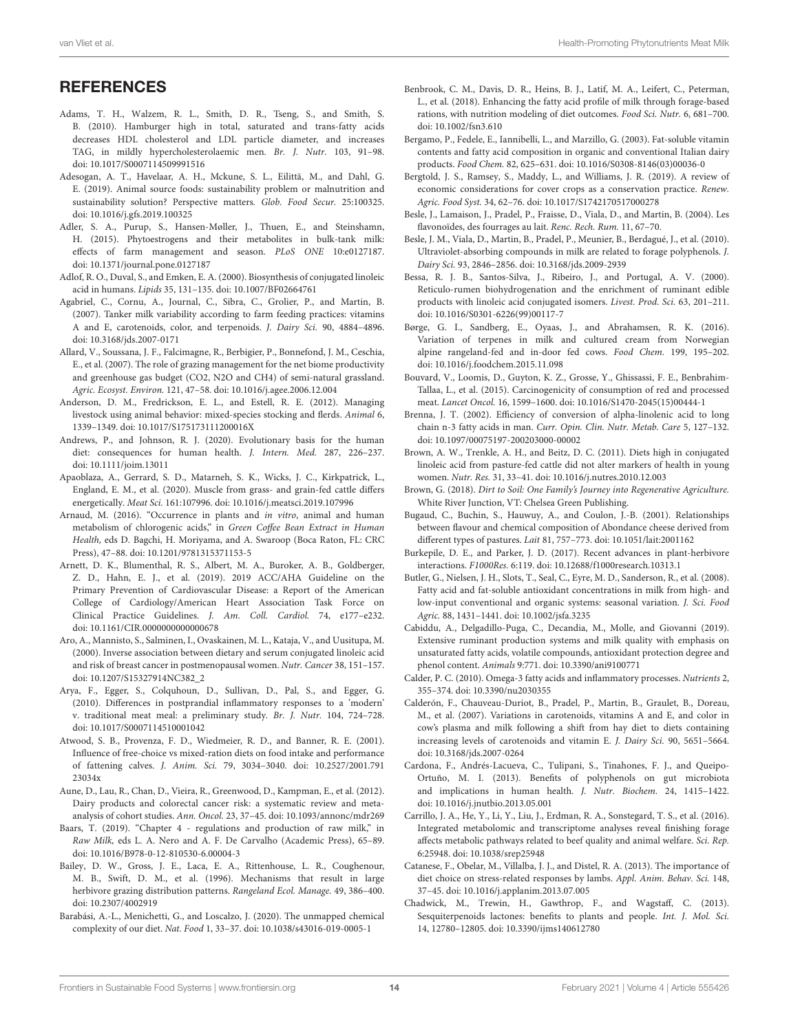## REFERENCES

Adams, T. H., Walzem, R. L., Smith, D. R., Tseng, S., and Smith, S. B. (2010). Hamburger high in total, saturated and trans-fatty acids decreases HDL cholesterol and LDL particle diameter, and increases TAG, in mildly hypercholesterolaemic men. *Br. J. Nutr.* 103, 91–98. doi: 10.1017/S0007114509991516

Adesogan, A. T., Havelaar, A. H., Mckune, S. L., Eilittä, M., and Dahl, G. E. (2019). Animal source foods: sustainability problem or malnutrition and sustainability solution? Perspective matters. *Glob. Food Secur.* 25:100325. doi: 10.1016/j.gfs.2019.100325

Adler, S. A., Purup, S., Hansen-Møller, J., Thuen, E., and Steinshamn, H. (2015). Phytoestrogens and their metabolites in bulk-tank milk: effects of farm management and season. *PLoS ONE* 10:e0127187. doi: 10.1371/journal.pone.0127187

Adlof, R. O., Duval, S., and Emken, E. A. (2000). Biosynthesis of conjugated linoleic acid in humans. *Lipids* 35, 131–135. doi: 10.1007/BF02664761

Agabriel, C., Cornu, A., Journal, C., Sibra, C., Grolier, P., and Martin, B. (2007). Tanker milk variability according to farm feeding practices: vitamins A and E, carotenoids, color, and terpenoids. *J. Dairy Sci.* 90, 4884–4896. doi: 10.3168/jds.2007-0171

Allard, V., Soussana, J. F., Falcimagne, R., Berbigier, P., Bonnefond, J. M., Ceschia, E., et al. (2007). The role of grazing management for the net biome productivity and greenhouse gas budget (CO2, N2O and CH4) of semi-natural grassland. *Agric. Ecosyst. Environ.* 121, 47–58. doi: 10.1016/j.agee.2006.12.004

Anderson, D. M., Fredrickson, E. L., and Estell, R. E. (2012). Managing livestock using animal behavior: mixed-species stocking and flerds. *Animal* 6, 1339–1349. doi: 10.1017/S175173111200016X

Andrews, P., and Johnson, R. J. (2020). Evolutionary basis for the human diet: consequences for human health. *J. Intern. Med.* 287, 226–237. doi: 10.1111/joim.13011

Apaoblaza, A., Gerrard, S. D., Matarneh, S. K., Wicks, J. C., Kirkpatrick, L., England, E. M., et al. (2020). Muscle from grass- and grain-fed cattle differs energetically. *Meat Sci.* 161:107996. doi: 10.1016/j.meatsci.2019.107996

Arnaud, M. (2016). "Occurrence in plants and *in vitro*, animal and human metabolism of chlorogenic acids," in *Green Coffee Bean Extract in Human Health,* eds D. Bagchi, H. Moriyama, and A. Swaroop (Boca Raton, FL: CRC Press), 47–88. doi: 10.1201/9781315371153-5

Arnett, D. K., Blumenthal, R. S., Albert, M. A., Buroker, A. B., Goldberger, Z. D., Hahn, E. J., et al. (2019). 2019 ACC/AHA Guideline on the Primary Prevention of Cardiovascular Disease: a Report of the American College of Cardiology/American Heart Association Task Force on Clinical Practice Guidelines. *J. Am. Coll. Cardiol.* 74, e177–e232. doi: 10.1161/CIR.0000000000000678

Aro, A., Mannisto, S., Salminen, I., Ovaskainen, M. L., Kataja, V., and Uusitupa, M. (2000). Inverse association between dietary and serum conjugated linoleic acid and risk of breast cancer in postmenopausal women. *Nutr. Cancer* 38, 151–157. doi: 10.1207/S15327914NC382_2

Arya, F., Egger, S., Colquhoun, D., Sullivan, D., Pal, S., and Egger, G. (2010). Differences in postprandial inflammatory responses to a 'modern' v. traditional meat meal: a preliminary study. *Br. J. Nutr.* 104, 724–728. doi: 10.1017/S0007114510001042

Atwood, S. B., Provenza, F. D., Wiedmeier, R. D., and Banner, R. E. (2001). Influence of free-choice vs mixed-ration diets on food intake and performance of fattening calves. *J. Anim. Sci.* 79, 3034–3040. doi: 10.2527/2001.79123034x

Aune, D., Lau, R., Chan, D., Vieira, R., Greenwood, D., Kampman, E., et al. (2012). Dairy products and colorectal cancer risk: a systematic review and meta-analysis of cohort studies. *Ann. Oncol.* 23, 37–45. doi: 10.1093/annonc/mdr269

Baars, T. (2019). "Chapter 4 - regulations and production of raw milk," in *Raw Milk,* eds L. A. Nero and A. F. De Carvalho (Academic Press), 65–89. doi: 10.1016/B978-0-12-810530-6.00004-3

Bailey, D. W., Gross, J. E., Laca, E. A., Rittenhouse, L. R., Coughenour, M. B., Swift, D. M., et al. (1996). Mechanisms that result in large herbivore grazing distribution patterns. *Rangeland Ecol. Manage.* 49, 386–400. doi: 10.2307/4002919

Barabási, A.-L., Menichetti, G., and Loscalzo, J. (2020). The unmapped chemical complexity of our diet. *Nat. Food* 1, 33–37. doi: 10.1038/s43016-019-0005-1

Benbrook, C. M., Davis, D. R., Heins, B. J., Latif, M. A., Leifert, C., Peterman, L., et al. (2018). Enhancing the fatty acid profile of milk through forage-based rations, with nutrition modeling of diet outcomes. *Food Sci. Nutr.* 6, 681–700. doi: 10.1002/fsn3.610

Bergamo, P., Fedele, E., Iannibelli, L., and Marzillo, G. (2003). Fat-soluble vitamin contents and fatty acid composition in organic and conventional Italian dairy products. *Food Chem.* 82, 625–631. doi: 10.1016/S0308-8146(03)00036-0

Bergtold, J. S., Ramsey, S., Maddy, L., and Williams, J. R. (2019). A review of economic considerations for cover crops as a conservation practice. *Renew. Agric. Food Syst.* 34, 62–76. doi: 10.1017/S1742170517000278

Besle, J., Lamaison, J., Pradel, P., Fraisse, D., Viala, D., and Martin, B. (2004). Les flavonoïdes, des fourrages au lait. *Renc. Rech. Rum.* 11, 67–70.

Besle, J. M., Viala, D., Martin, B., Pradel, P., Meunier, B., Berdagué, J., et al. (2010). Ultraviolet-absorbing compounds in milk are related to forage polyphenols. *J. Dairy Sci.* 93, 2846–2856. doi: 10.3168/jds.2009-2939

Bessa, R. J. B., Santos-Silva, J., Ribeiro, J., and Portugal, A. V. (2000). Reticulo-rumen biohydrogenation and the enrichment of ruminant edible products with linoleic acid conjugated isomers. *Livest. Prod. Sci.* 63, 201–211. doi: 10.1016/S0301-6226(99)00117-7

Børge, G. I., Sandberg, E., Oyaas, J., and Abrahamsen, R. K. (2016). Variation of terpenes in milk and cultured cream from Norwegian alpine rangeland-fed and in-door fed cows. *Food Chem.* 199, 195–202. doi: 10.1016/j.foodchem.2015.11.098

Bouvard, V., Loomis, D., Guyton, K. Z., Grosse, Y., Ghissassi, F. E., Benbrahim-Tallaa, L., et al. (2015). Carcinogenicity of consumption of red and processed meat. *Lancet Oncol.* 16, 1599–1600. doi: 10.1016/S1470-2045(15)00444-1

Brenna, J. T. (2002). Efficiency of conversion of alpha-linolenic acid to long chain n-3 fatty acids in man. *Curr. Opin. Clin. Nutr. Metab. Care* 5, 127–132. doi: 10.1097/00075197-200203000-00002

Brown, A. W., Trenkle, A. H., and Beitz, D. C. (2011). Diets high in conjugated linoleic acid from pasture-fed cattle did not alter markers of health in young women. *Nutr. Res.* 31, 33–41. doi: 10.1016/j.nutres.2010.12.003

Brown, G. (2018). *Dirt to Soil: One Family's Journey into Regenerative Agriculture.* White River Junction, VT: Chelsea Green Publishing.

Bugaud, C., Buchin, S., Hauwuy, A., and Coulon, J.-B. (2001). Relationships between flavour and chemical composition of Abondance cheese derived from different types of pastures. *Lait* 81, 757–773. doi: 10.1051/lait:2001162

Burkepile, D. E., and Parker, J. D. (2017). Recent advances in plant-herbivore interactions. *F1000Res.* 6:119. doi: 10.12688/f1000research.10313.1

Butler, G., Nielsen, J. H., Slots, T., Seal, C., Eyre, M. D., Sanderson, R., et al. (2008). Fatty acid and fat-soluble antioxidant concentrations in milk from high- and low-input conventional and organic systems: seasonal variation. *J. Sci. Food Agric.* 88, 1431–1441. doi: 10.1002/jsfa.3235

Cabiddu, A., Delgadillo-Puga, C., Decandia, M., Molle, and Giovanni (2019). Extensive ruminant production systems and milk quality with emphasis on unsaturated fatty acids, volatile compounds, antioxidant protection degree and phenol content. *Animals* 9:771. doi: 10.3390/ani9100771

Calder, P. C. (2010). Omega-3 fatty acids and inflammatory processes. *Nutrients* 2, 355–374. doi: 10.3390/nu2030355

Calderón, F., Chauveau-Duriot, B., Pradel, P., Martin, B., Graulet, B., Doreau, M., et al. (2007). Variations in carotenoids, vitamins A and E, and color in cow's plasma and milk following a shift from hay diet to diets containing increasing levels of carotenoids and vitamin E. *J. Dairy Sci.* 90, 5651–5664. doi: 10.3168/jds.2007-0264

Cardona, F., Andrés-Lacueva, C., Tulipani, S., Tinahones, F. J., and Queipo-Ortuño, M. I. (2013). Benefits of polyphenols on gut microbiota and implications in human health. *J. Nutr. Biochem.* 24, 1415–1422. doi: 10.1016/j.jnutbio.2013.05.001

Carrillo, J. A., He, Y., Li, Y., Liu, J., Erdman, R. A., Sonstegard, T. S., et al. (2016). Integrated metabolomic and transcriptome analyses reveal finishing forage affects metabolic pathways related to beef quality and animal welfare. *Sci. Rep.* 6:25948. doi: 10.1038/srep25948

Catanese, F., Obelar, M., Villalba, J. J., and Distel, R. A. (2013). The importance of diet choice on stress-related responses by lambs. *Appl. Anim. Behav. Sci.* 148, 37–45. doi: 10.1016/j.applanim.2013.07.005

Chadwick, M., Trewin, H., Gawthrop, F., and Wagstaff, C. (2013). Sesquiterpenoids lactones: benefits to plants and people. *Int. J. Mol. Sci.* 14, 12780–12805. doi: 10.3390/ijms140612780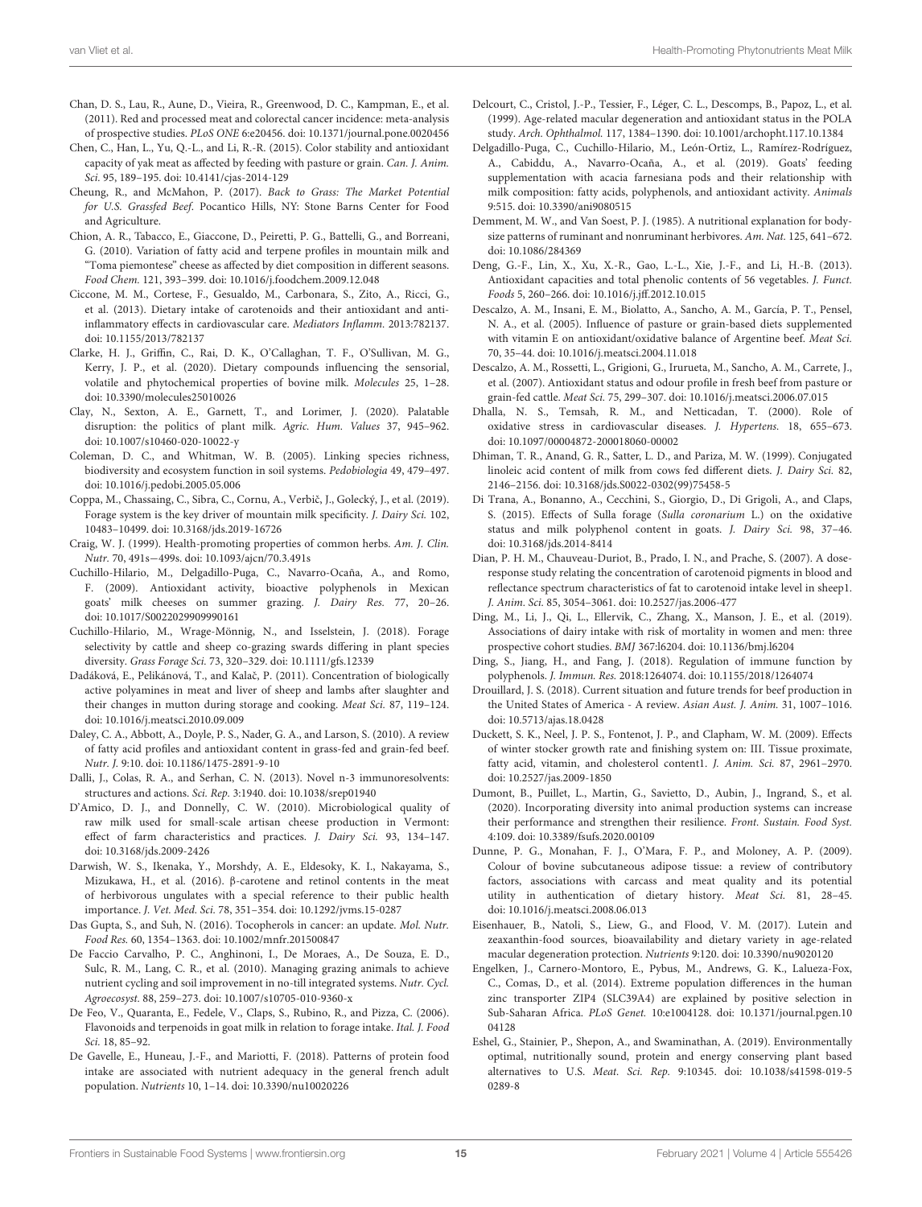Chan, D. S., Lau, R., Aune, D., Vieira, R., Greenwood, D. C., Kampman, E., et al. (2011). Red and processed meat and colorectal cancer incidence: meta-analysis of prospective studies. *PLoS ONE* 6:e20456. doi: 10.1371/journal.pone.0020456

Chen, C., Han, L., Yu, Q.-L., and Li, R.-R. (2015). Color stability and antioxidant capacity of yak meat as affected by feeding with pasture or grain. *Can. J. Anim. Sci.* 95, 189–195. doi: 10.4141/cjas-2014-129

Cheung, R., and McMahon, P. (2017). *Back to Grass: The Market Potential for U.S. Grassfed Beef*. Pocantico Hills, NY: Stone Barns Center for Food and Agriculture.

Chion, A. R., Tabacco, E., Giaccone, D., Peiretti, P. G., Battelli, G., and Borreani, G. (2010). Variation of fatty acid and terpene profiles in mountain milk and "Toma piemontese" cheese as affected by diet composition in different seasons. *Food Chem.* 121, 393–399. doi: 10.1016/j.foodchem.2009.12.048

Ciccone, M. M., Cortese, F., Gesualdo, M., Carbonara, S., Zito, A., Ricci, G., et al. (2013). Dietary intake of carotenoids and their antioxidant and anti-inflammatory effects in cardiovascular care. *Mediators Inflamm.* 2013:782137. doi: 10.1155/2013/782137

Clarke, H. J., Griffin, C., Rai, D. K., O'Callaghan, T. F., O'Sullivan, M. G., Kerry, J. P., et al. (2020). Dietary compounds influencing the sensorial, volatile and phytochemical properties of bovine milk. *Molecules* 25, 1–28. doi: 10.3390/molecules25010026

Clay, N., Sexton, A. E., Garnett, T., and Lorimer, J. (2020). Palatable disruption: the politics of plant milk. *Agric. Hum. Values* 37, 945–962. doi: 10.1007/s10460-020-10022-y

Coleman, D. C., and Whitman, W. B. (2005). Linking species richness, biodiversity and ecosystem function in soil systems. *Pedobiologia* 49, 479–497. doi: 10.1016/j.pedobi.2005.05.006

Coppa, M., Chassaing, C., Sibra, C., Cornu, A., Verbič, J., Golecký, J., et al. (2019). Forage system is the key driver of mountain milk specificity. *J. Dairy Sci.* 102, 10483–10499. doi: 10.3168/jds.2019-16726

Craig, W. J. (1999). Health-promoting properties of common herbs. *Am. J. Clin. Nutr.* 70, 491s—499s. doi: 10.1093/ajcn/70.3.491s

Cuchillo-Hilario, M., Delgadillo-Puga, C., Navarro-Ocaña, A., and Romo, F. (2009). Antioxidant activity, bioactive polyphenols in Mexican goats' milk cheeses on summer grazing. *J. Dairy Res.* 77, 20–26. doi: 10.1017/S0022029909990161

Cuchillo-Hilario, M., Wrage-Mönnig, N., and Isselstein, J. (2018). Forage selectivity by cattle and sheep co-grazing swards differing in plant species diversity. *Grass Forage Sci.* 73, 320–329. doi: 10.1111/gfs.12339

Dadáková, E., Pelikánová, T., and Kalač, P. (2011). Concentration of biologically active polyamines in meat and liver of sheep and lambs after slaughter and their changes in mutton during storage and cooking. *Meat Sci.* 87, 119–124. doi: 10.1016/j.meatsci.2010.09.009

Daley, C. A., Abbott, A., Doyle, P. S., Nader, G. A., and Larson, S. (2010). A review of fatty acid profiles and antioxidant content in grass-fed and grain-fed beef. *Nutr. J.* 9:10. doi: 10.1186/1475-2891-9-10

Dalli, J., Colas, R. A., and Serhan, C. N. (2013). Novel n-3 immunoresolvents: structures and actions. *Sci. Rep.* 3:1940. doi: 10.1038/srep01940

D'Amico, D. J., and Donnelly, C. W. (2010). Microbiological quality of raw milk used for small-scale artisan cheese production in Vermont: effect of farm characteristics and practices. *J. Dairy Sci.* 93, 134–147. doi: 10.3168/jds.2009-2426

Darwish, W. S., Ikenaka, Y., Morshdy, A. E., Eldesoky, K. I., Nakayama, S., Mizukawa, H., et al. (2016). β-carotene and retinol contents in the meat of herbivorous ungulates with a special reference to their public health importance. *J. Vet. Med. Sci.* 78, 351–354. doi: 10.1292/jvms.15-0287

Das Gupta, S., and Suh, N. (2016). Tocopherols in cancer: an update. *Mol. Nutr. Food Res.* 60, 1354–1363. doi: 10.1002/mnfr.201500847

De Faccio Carvalho, P. C., Anghinoni, I., De Moraes, A., De Souza, E. D., Sulc, R. M., Lang, C. R., et al. (2010). Managing grazing animals to achieve nutrient cycling and soil improvement in no-till integrated systems. *Nutr. Cycl. Agroecosyst.* 88, 259–273. doi: 10.1007/s10705-010-9360-x

De Feo, V., Quaranta, E., Fedele, V., Claps, S., Rubino, R., and Pizza, C. (2006). Flavonoids and terpenoids in goat milk in relation to forage intake. *Ital. J. Food Sci.* 18, 85–92.

De Gavelle, E., Huneau, J.-F., and Mariotti, F. (2018). Patterns of protein food intake are associated with nutrient adequacy in the general french adult population. *Nutrients* 10, 1–14. doi: 10.3390/nu10020226

Delcourt, C., Cristol, J.-P., Tessier, F., Léger, C. L., Descomps, B., Papoz, L., et al. (1999). Age-related macular degeneration and antioxidant status in the POLA study. *Arch. Ophthalmol.* 117, 1384–1390. doi: 10.1001/archopht.117.10.1384

Delgadillo-Puga, C., Cuchillo-Hilario, M., León-Ortiz, L., Ramírez-Rodríguez, A., Cabiddu, A., Navarro-Ocaña, A., et al. (2019). Goats' feeding supplementation with acacia farnesiana pods and their relationship with milk composition: fatty acids, polyphenols, and antioxidant activity. *Animals* 9:515. doi: 10.3390/ani9080515

Demment, M. W., and Van Soest, P. J. (1985). A nutritional explanation for body-size patterns of ruminant and nonruminant herbivores. *Am. Nat.* 125, 641–672. doi: 10.1086/284369

Deng, G.-F., Lin, X., Xu, X.-R., Gao, L.-L., Xie, J.-F., and Li, H.-B. (2013). Antioxidant capacities and total phenolic contents of 56 vegetables. *J. Funct. Foods* 5, 260–266. doi: 10.1016/j.jff.2012.10.015

Descalzo, A. M., Insani, E. M., Biolatto, A., Sancho, A. M., García, P. T., Pensel, N. A., et al. (2005). Influence of pasture or grain-based diets supplemented with vitamin E on antioxidant/oxidative balance of Argentine beef. *Meat Sci.* 70, 35–44. doi: 10.1016/j.meatsci.2004.11.018

Descalzo, A. M., Rossetti, L., Grigioni, G., Irurueta, M., Sancho, A. M., Carrete, J., et al. (2007). Antioxidant status and odour profile in fresh beef from pasture or grain-fed cattle. *Meat Sci.* 75, 299–307. doi: 10.1016/j.meatsci.2006.07.015

Dhalla, N. S., Temsah, R. M., and Netticadan, T. (2000). Role of oxidative stress in cardiovascular diseases. *J. Hypertens.* 18, 655–673. doi: 10.1097/00004872-200018060-00002

Dhiman, T. R., Anand, G. R., Satter, L. D., and Pariza, M. W. (1999). Conjugated linoleic acid content of milk from cows fed different diets. *J. Dairy Sci.* 82, 2146–2156. doi: 10.3168/jds.S0022-0302(99)75458-5

Di Trana, A., Bonanno, A., Cecchini, S., Giorgio, D., Di Grigoli, A., and Claps, S. (2015). Effects of Sulla forage (*Sulla coronarium* L.) on the oxidative status and milk polyphenol content in goats. *J. Dairy Sci.* 98, 37–46. doi: 10.3168/jds.2014-8414

Dian, P. H. M., Chauveau-Duriot, B., Prado, I. N., and Prache, S. (2007). A dose-response study relating the concentration of carotenoid pigments in blood and reflectance spectrum characteristics of fat to carotenoid intake level in sheep1. *J. Anim. Sci.* 85, 3054–3061. doi: 10.2527/jas.2006-477

Ding, M., Li, J., Qi, L., Ellervik, C., Zhang, X., Manson, J. E., et al. (2019). Associations of dairy intake with risk of mortality in women and men: three prospective cohort studies. *BMJ* 367:l6204. doi: 10.1136/bmj.l6204

Ding, S., Jiang, H., and Fang, J. (2018). Regulation of immune function by polyphenols. *J. Immun. Res.* 2018:1264074. doi: 10.1155/2018/1264074

Drouillard, J. S. (2018). Current situation and future trends for beef production in the United States of America - A review. *Asian Aust. J. Anim.* 31, 1007–1016. doi: 10.5713/ajas.18.0428

Duckett, S. K., Neel, J. P. S., Fontenot, J. P., and Clapham, W. M. (2009). Effects of winter stocker growth rate and finishing system on: III. Tissue proximate, fatty acid, vitamin, and cholesterol content1. *J. Anim. Sci.* 87, 2961–2970. doi: 10.2527/jas.2009-1850

Dumont, B., Puillet, L., Martin, G., Savietto, D., Aubin, J., Ingrand, S., et al. (2020). Incorporating diversity into animal production systems can increase their performance and strengthen their resilience. *Front. Sustain. Food Syst.* 4:109. doi: 10.3389/fsufs.2020.00109

Dunne, P. G., Monahan, F. J., O'Mara, F. P., and Moloney, A. P. (2009). Colour of bovine subcutaneous adipose tissue: a review of contributory factors, associations with carcass and meat quality and its potential utility in authentication of dietary history. *Meat Sci.* 81, 28–45. doi: 10.1016/j.meatsci.2008.06.013

Eisenhauer, B., Natoli, S., Liew, G., and Flood, V. M. (2017). Lutein and zeaxanthin-food sources, bioavailability and dietary variety in age-related macular degeneration protection. *Nutrients* 9:120. doi: 10.3390/nu9020120

Engelken, J., Carnero-Montoro, E., Pybus, M., Andrews, G. K., Lalueza-Fox, C., Comas, D., et al. (2014). Extreme population differences in the human zinc transporter ZIP4 (SLC39A4) are explained by positive selection in Sub-Saharan Africa. *PLoS Genet.* 10:e1004128. doi: 10.1371/journal.pgen.1004128

Eshel, G., Stainier, P., Shepon, A., and Swaminathan, A. (2019). Environmentally optimal, nutritionally sound, protein and energy conserving plant based alternatives to U.S. *Meat. Sci. Rep.* 9:10345. doi: 10.1038/s41598-019-50289-8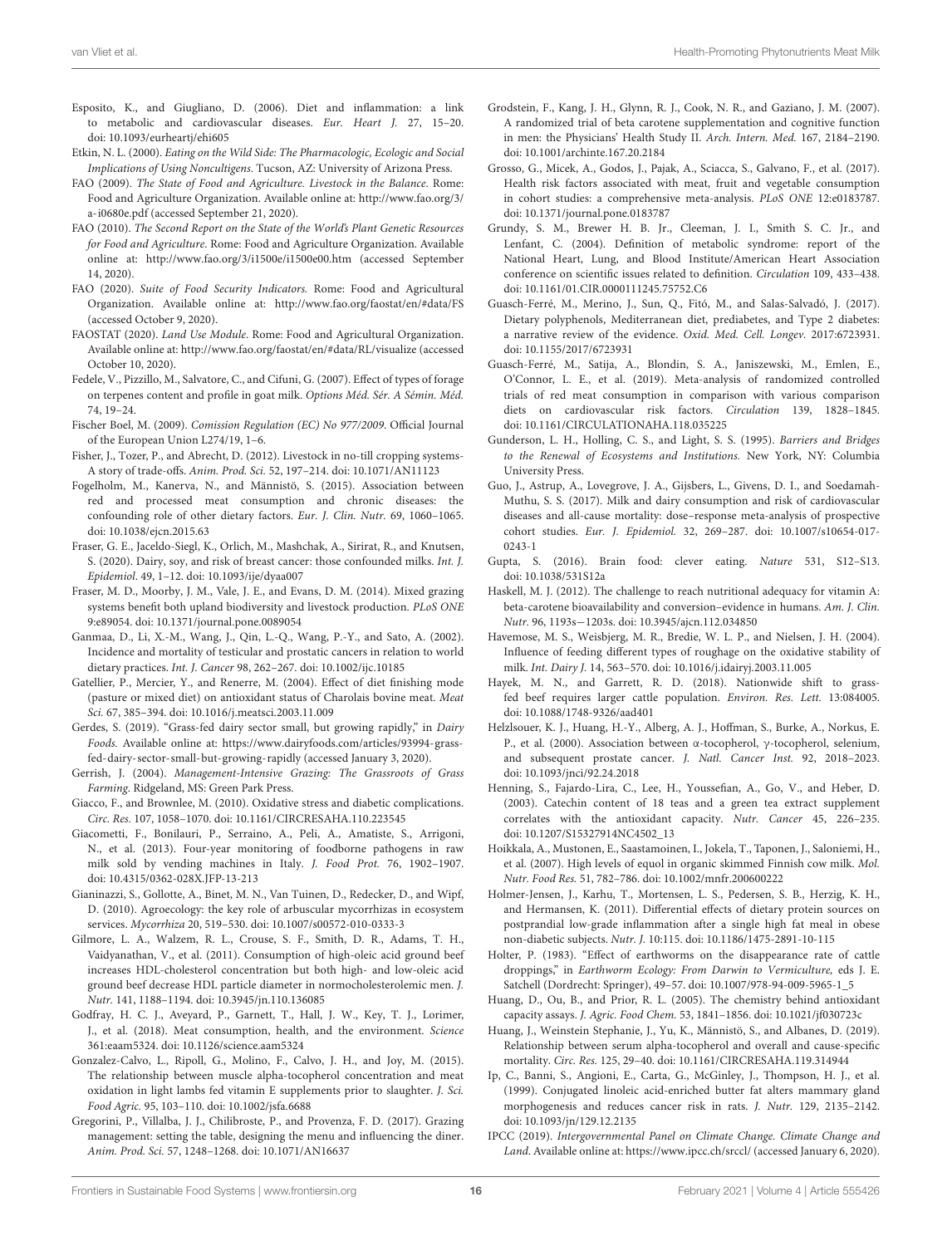Esposito, K., and Giugliano, D. (2006). Diet and inflammation: a link to metabolic and cardiovascular diseases. *Eur. Heart J.* 27, 15–20. doi: 10.1093/eurheartj/ehi605

Etkin, N. L. (2000). *Eating on the Wild Side: The Pharmacologic, Ecologic and Social Implications of Using Noncultigens*. Tucson, AZ: University of Arizona Press.

FAO (2009). *The State of Food and Agriculture. Livestock in the Balance*. Rome: Food and Agriculture Organization. Available online at: http://www.fao.org/3/a-i0680e.pdf (accessed September 21, 2020).

FAO (2010). *The Second Report on the State of the World's Plant Genetic Resources for Food and Agriculture*. Rome: Food and Agriculture Organization. Available online at: http://www.fao.org/3/i1500e/i1500e00.htm (accessed September 14, 2020).

FAO (2020). *Suite of Food Security Indicators*. Rome: Food and Agricultural Organization. Available online at: http://www.fao.org/faostat/en/#data/FS (accessed October 9, 2020).

FAOSTAT (2020). *Land Use Module*. Rome: Food and Agricultural Organization. Available online at: http://www.fao.org/faostat/en/#data/RL/visualize (accessed October 10, 2020).

Fedele, V., Pizzillo, M., Salvatore, C., and Cifuni, G. (2007). Effect of types of forage on terpenes content and profile in goat milk. *Options Méd. Sér. A Sémin. Méd.* 74, 19–24.

Fischer Boel, M. (2009). *Comission Regulation (EC) No 977/2009*. Official Journal of the European Union L274/19, 1–6.

Fisher, J., Tozer, P., and Abrecht, D. (2012). Livestock in no-till cropping systems-A story of trade-offs. *Anim. Prod. Sci.* 52, 197–214. doi: 10.1071/AN11123

Fogelholm, M., Kanerva, N., and Männistö, S. (2015). Association between red and processed meat consumption and chronic diseases: the confounding role of other dietary factors. *Eur. J. Clin. Nutr.* 69, 1060–1065. doi: 10.1038/ejcn.2015.63

Fraser, G. E., Jaceldo-Siegl, K., Orlich, M., Mashchak, A., Sirirat, R., and Knutsen, S. (2020). Dairy, soy, and risk of breast cancer: those confounded milks. *Int. J. Epidemiol.* 49, 1–12. doi: 10.1093/ije/dyaa007

Fraser, M. D., Moorby, J. M., Vale, J. E., and Evans, D. M. (2014). Mixed grazing systems benefit both upland biodiversity and livestock production. *PLoS ONE* 9:e89054. doi: 10.1371/journal.pone.0089054

Ganmaa, D., Li, X.-M., Wang, J., Qin, L.-Q., Wang, P.-Y., and Sato, A. (2002). Incidence and mortality of testicular and prostatic cancers in relation to world dietary practices. *Int. J. Cancer* 98, 262–267. doi: 10.1002/ijc.10185

Gatellier, P., Mercier, Y., and Renerre, M. (2004). Effect of diet finishing mode (pasture or mixed diet) on antioxidant status of Charolais bovine meat. *Meat Sci.* 67, 385–394. doi: 10.1016/j.meatsci.2003.11.009

Gerdes, S. (2019). "Grass-fed dairy sector small, but growing rapidly," in *Dairy Foods.* Available online at: https://www.dairyfoods.com/articles/93994-grass-fed-dairy-sector-small-but-growing-rapidly (accessed January 3, 2020).

Gerrish, J. (2004). *Management-Intensive Grazing: The Grassroots of Grass Farming*. Ridgeland, MS: Green Park Press.

Giacco, F., and Brownlee, M. (2010). Oxidative stress and diabetic complications. *Circ. Res.* 107, 1058–1070. doi: 10.1161/CIRCRESAHA.110.223545

Giacometti, F., Bonilauri, P., Serraino, A., Peli, A., Amatiste, S., Arrigoni, N., et al. (2013). Four-year monitoring of foodborne pathogens in raw milk sold by vending machines in Italy. *J. Food Prot.* 76, 1902–1907. doi: 10.4315/0362-028X.JFP-13-213

Gianinazzi, S., Gollotte, A., Binet, M. N., Van Tuinen, D., Redecker, D., and Wipf, D. (2010). Agroecology: the key role of arbuscular mycorrhizas in ecosystem services. *Mycorrhiza* 20, 519–530. doi: 10.1007/s00572-010-0333-3

Gilmore, L. A., Walzem, R. L., Crouse, S. F., Smith, D. R., Adams, T. H., Vaidyanathan, V., et al. (2011). Consumption of high-oleic acid ground beef increases HDL-cholesterol concentration but both high- and low-oleic acid ground beef decrease HDL particle diameter in normocholesterolemic men. *J. Nutr.* 141, 1188–1194. doi: 10.3945/jn.110.136085

Godfray, H. C. J., Aveyard, P., Garnett, T., Hall, J. W., Key, T. J., Lorimer, J., et al. (2018). Meat consumption, health, and the environment. *Science* 361:eaam5324. doi: 10.1126/science.aam5324

Gonzalez-Calvo, L., Ripoll, G., Molino, F., Calvo, J. H., and Joy, M. (2015). The relationship between muscle alpha-tocopherol concentration and meat oxidation in light lambs fed vitamin E supplements prior to slaughter. *J. Sci. Food Agric.* 95, 103–110. doi: 10.1002/jsfa.6688

Gregorini, P., Villalba, J. J., Chilibroste, P., and Provenza, F. D. (2017). Grazing management: setting the table, designing the menu and influencing the diner. *Anim. Prod. Sci.* 57, 1248–1268. doi: 10.1071/AN16637

Grodstein, F., Kang, J. H., Glynn, R. J., Cook, N. R., and Gaziano, J. M. (2007). A randomized trial of beta carotene supplementation and cognitive function in men: the Physicians' Health Study II. *Arch. Intern. Med.* 167, 2184–2190. doi: 10.1001/archinte.167.20.2184

Grosso, G., Micek, A., Godos, J., Pajak, A., Sciacca, S., Galvano, F., et al. (2017). Health risk factors associated with meat, fruit and vegetable consumption in cohort studies: a comprehensive meta-analysis. *PLoS ONE* 12:e0183787. doi: 10.1371/journal.pone.0183787

Grundy, S. M., Brewer H. B. Jr., Cleeman, J. I., Smith S. C. Jr., and Lenfant, C. (2004). Definition of metabolic syndrome: report of the National Heart, Lung, and Blood Institute/American Heart Association conference on scientific issues related to definition. *Circulation* 109, 433–438. doi: 10.1161/01.CIR.0000111245.75752.C6

Guasch-Ferré, M., Merino, J., Sun, Q., Fitó, M., and Salas-Salvadó, J. (2017). Dietary polyphenols, Mediterranean diet, prediabetes, and Type 2 diabetes: a narrative review of the evidence. *Oxid. Med. Cell. Longev.* 2017:6723931. doi: 10.1155/2017/6723931

Guasch-Ferré, M., Satija, A., Blondin, S. A., Janiszewski, M., Emlen, E., O'Connor, L. E., et al. (2019). Meta-analysis of randomized controlled trials of red meat consumption in comparison with various comparison diets on cardiovascular risk factors. *Circulation* 139, 1828–1845. doi: 10.1161/CIRCULATIONAHA.118.035225

Gunderson, L. H., Holling, C. S., and Light, S. S. (1995). *Barriers and Bridges to the Renewal of Ecosystems and Institutions.* New York, NY: Columbia University Press.

Guo, J., Astrup, A., Lovegrove, J. A., Gijsbers, L., Givens, D. I., and Soedamah-Muthu, S. S. (2017). Milk and dairy consumption and risk of cardiovascular diseases and all-cause mortality: dose–response meta-analysis of prospective cohort studies. *Eur. J. Epidemiol.* 32, 269–287. doi: 10.1007/s10654-017-0243-1

Gupta, S. (2016). Brain food: clever eating. *Nature* 531, S12–S13. doi: 10.1038/531S12a

Haskell, M. J. (2012). The challenge to reach nutritional adequacy for vitamin A: beta-carotene bioavailability and conversion–evidence in humans. *Am. J. Clin. Nutr.* 96, 1193s−1203s. doi: 10.3945/ajcn.112.034850

Havemose, M. S., Weisbjerg, M. R., Bredie, W. L. P., and Nielsen, J. H. (2004). Influence of feeding different types of roughage on the oxidative stability of milk. *Int. Dairy J.* 14, 563–570. doi: 10.1016/j.idairyj.2003.11.005

Hayek, M. N., and Garrett, R. D. (2018). Nationwide shift to grass-fed beef requires larger cattle population. *Environ. Res. Lett.* 13:084005. doi: 10.1088/1748-9326/aad401

Helzlsouer, K. J., Huang, H.-Y., Alberg, A. J., Hoffman, S., Burke, A., Norkus, E. P., et al. (2000). Association between α-tocopherol, γ-tocopherol, selenium, and subsequent prostate cancer. *J. Natl. Cancer Inst.* 92, 2018–2023. doi: 10.1093/jnci/92.24.2018

Henning, S., Fajardo-Lira, C., Lee, H., Youssefian, A., Go, V., and Heber, D. (2003). Catechin content of 18 teas and a green tea extract supplement correlates with the antioxidant capacity. *Nutr. Cancer* 45, 226–235. doi: 10.1207/S15327914NC4502_13

Hoikkala, A., Mustonen, E., Saastamoinen, I., Jokela, T., Taponen, J., Saloniemi, H., et al. (2007). High levels of equol in organic skimmed Finnish cow milk. *Mol. Nutr. Food Res.* 51, 782–786. doi: 10.1002/mnfr.200600222

Holmer-Jensen, J., Karhu, T., Mortensen, L. S., Pedersen, S. B., Herzig, K. H., and Hermansen, K. (2011). Differential effects of dietary protein sources on postprandial low-grade inflammation after a single high fat meal in obese non-diabetic subjects. *Nutr. J.* 10:115. doi: 10.1186/1475-2891-10-115

Holter, P. (1983). "Effect of earthworms on the disappearance rate of cattle droppings," in *Earthworm Ecology: From Darwin to Vermiculture,* eds J. E. Satchell (Dordrecht: Springer), 49–57. doi: 10.1007/978-94-009-5965-1_5

Huang, D., Ou, B., and Prior, R. L. (2005). The chemistry behind antioxidant capacity assays. *J. Agric. Food Chem.* 53, 1841–1856. doi: 10.1021/jf030723c

Huang, J., Weinstein Stephanie, J., Yu, K., Männistö, S., and Albanes, D. (2019). Relationship between serum alpha-tocopherol and overall and cause-specific mortality. *Circ. Res.* 125, 29–40. doi: 10.1161/CIRCRESAHA.119.314944

Ip, C., Banni, S., Angioni, E., Carta, G., McGinley, J., Thompson, H. J., et al. (1999). Conjugated linoleic acid-enriched butter fat alters mammary gland morphogenesis and reduces cancer risk in rats. *J. Nutr.* 129, 2135–2142. doi: 10.1093/jn/129.12.2135

IPCC (2019). *Intergovernmental Panel on Climate Change. Climate Change and Land*. Available online at: https://www.ipcc.ch/srccl/ (accessed January 6, 2020).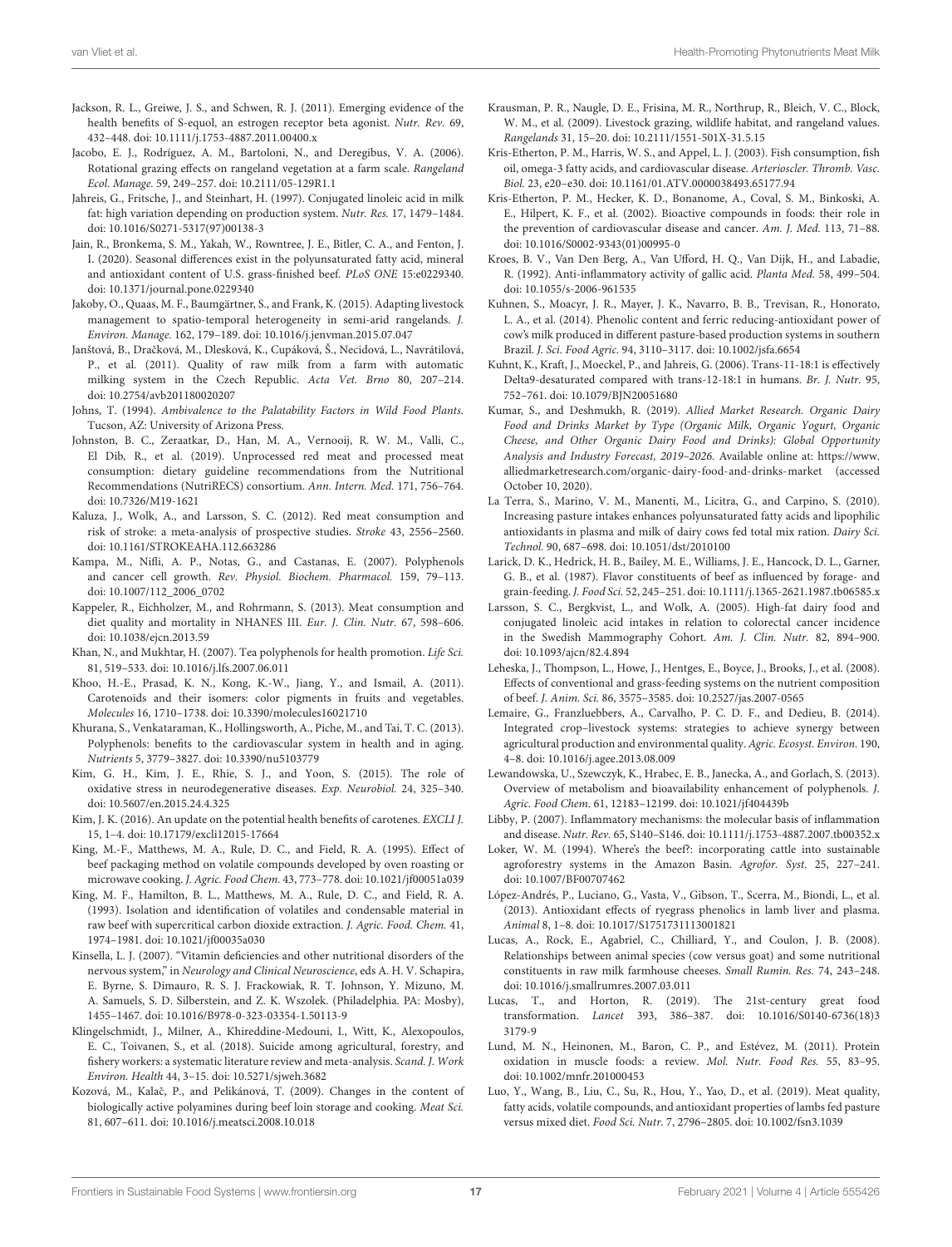Jackson, R. L., Greiwe, J. S., and Schwen, R. J. (2011). Emerging evidence of the health benefits of S-equol, an estrogen receptor beta agonist. *Nutr. Rev.* 69, 432–448. doi: 10.1111/j.1753-4887.2011.00400.x

Jacobo, E. J., Rodríguez, A. M., Bartoloni, N., and Deregibus, V. A. (2006). Rotational grazing effects on rangeland vegetation at a farm scale. *Rangeland Ecol. Manage.* 59, 249–257. doi: 10.2111/05-129R1.1

Jahreis, G., Fritsche, J., and Steinhart, H. (1997). Conjugated linoleic acid in milk fat: high variation depending on production system. *Nutr. Res.* 17, 1479–1484. doi: 10.1016/S0271-5317(97)00138-3

Jain, R., Bronkema, S. M., Yakah, W., Rowntree, J. E., Bitler, C. A., and Fenton, J. I. (2020). Seasonal differences exist in the polyunsaturated fatty acid, mineral and antioxidant content of U.S. grass-finished beef. *PLoS ONE* 15:e0229340. doi: 10.1371/journal.pone.0229340

Jakoby, O., Quaas, M. F., Baumgärtner, S., and Frank, K. (2015). Adapting livestock management to spatio-temporal heterogeneity in semi-arid rangelands. *J. Environ. Manage.* 162, 179–189. doi: 10.1016/j.jenvman.2015.07.047

Janštová, B., Dračková, M., Dlesková, K., Cupáková, Š., Necidová, L., Navrátilová, P., et al. (2011). Quality of raw milk from a farm with automatic milking system in the Czech Republic. *Acta Vet. Brno* 80, 207–214. doi: 10.2754/avb201180020207

Johns, T. (1994). *Ambivalence to the Palatability Factors in Wild Food Plants.* Tucson, AZ: University of Arizona Press.

Johnston, B. C., Zeraatkar, D., Han, M. A., Vernooij, R. W. M., Valli, C., El Dib, R., et al. (2019). Unprocessed red meat and processed meat consumption: dietary guideline recommendations from the Nutritional Recommendations (NutriRECS) consortium. *Ann. Intern. Med.* 171, 756–764. doi: 10.7326/M19-1621

Kaluza, J., Wolk, A., and Larsson, S. C. (2012). Red meat consumption and risk of stroke: a meta-analysis of prospective studies. *Stroke* 43, 2556–2560. doi: 10.1161/STROKEAHA.112.663286

Kampa, M., Nifli, A. P., Notas, G., and Castanas, E. (2007). Polyphenols and cancer cell growth. *Rev. Physiol. Biochem. Pharmacol.* 159, 79–113. doi: 10.1007/112_2006_0702

Kappeler, R., Eichholzer, M., and Rohrmann, S. (2013). Meat consumption and diet quality and mortality in NHANES III. *Eur. J. Clin. Nutr.* 67, 598–606. doi: 10.1038/ejcn.2013.59

Khan, N., and Mukhtar, H. (2007). Tea polyphenols for health promotion. *Life Sci.* 81, 519–533. doi: 10.1016/j.lfs.2007.06.011

Khoo, H.-E., Prasad, K. N., Kong, K.-W., Jiang, Y., and Ismail, A. (2011). Carotenoids and their isomers: color pigments in fruits and vegetables. *Molecules* 16, 1710–1738. doi: 10.3390/molecules16021710

Khurana, S., Venkataraman, K., Hollingsworth, A., Piche, M., and Tai, T. C. (2013). Polyphenols: benefits to the cardiovascular system in health and in aging. *Nutrients* 5, 3779–3827. doi: 10.3390/nu5103779

Kim, G. H., Kim, J. E., Rhie, S. J., and Yoon, S. (2015). The role of oxidative stress in neurodegenerative diseases. *Exp. Neurobiol.* 24, 325–340. doi: 10.5607/en.2015.24.4.325

Kim, J. K. (2016). An update on the potential health benefits of carotenes. *EXCLI J.* 15, 1–4. doi: 10.17179/excli2015-17664

King, M.-F., Matthews, M. A., Rule, D. C., and Field, R. A. (1995). Effect of beef packaging method on volatile compounds developed by oven roasting or microwave cooking. *J. Agric. Food Chem.* 43, 773–778. doi: 10.1021/jf00051a039

King, M. F., Hamilton, B. L., Matthews, M. A., Rule, D. C., and Field, R. A. (1993). Isolation and identification of volatiles and condensable material in raw beef with supercritical carbon dioxide extraction. *J. Agric. Food. Chem.* 41, 1974–1981. doi: 10.1021/jf00035a030

Kinsella, L. J. (2007). "Vitamin deficiencies and other nutritional disorders of the nervous system," in *Neurology and Clinical Neuroscience*, eds A. H. V. Schapira, E. Byrne, S. Dimauro, R. S. J. Frackowiak, R. T. Johnson, Y. Mizuno, M. A. Samuels, S. D. Silberstein, and Z. K. Wszolek. (Philadelphia. PA: Mosby), 1455–1467. doi: 10.1016/B978-0-323-03354-1.50113-9

Klingelschmidt, J., Milner, A., Khireddine-Medouni, I., Witt, K., Alexopoulos, E. C., Toivanen, S., et al. (2018). Suicide among agricultural, forestry, and fishery workers: a systematic literature review and meta-analysis. *Scand. J. Work Environ. Health* 44, 3–15. doi: 10.5271/sjweh.3682

Kozová, M., Kalač, P., and Pelikánová, T. (2009). Changes in the content of biologically active polyamines during beef loin storage and cooking. *Meat Sci.* 81, 607–611. doi: 10.1016/j.meatsci.2008.10.018

Krausman, P. R., Naugle, D. E., Frisina, M. R., Northrup, R., Bleich, V. C., Block, W. M., et al. (2009). Livestock grazing, wildlife habitat, and rangeland values. *Rangelands* 31, 15–20. doi: 10.2111/1551-501X-31.5.15

Kris-Etherton, P. M., Harris, W. S., and Appel, L. J. (2003). Fish consumption, fish oil, omega-3 fatty acids, and cardiovascular disease. *Arterioscler. Thromb. Vasc. Biol.* 23, e20–e30. doi: 10.1161/01.ATV.0000038493.65177.94

Kris-Etherton, P. M., Hecker, K. D., Bonanome, A., Coval, S. M., Binkoski, A. E., Hilpert, K. F., et al. (2002). Bioactive compounds in foods: their role in the prevention of cardiovascular disease and cancer. *Am. J. Med.* 113, 71–88. doi: 10.1016/S0002-9343(01)00995-0

Kroes, B. V., Van Den Berg, A., Van Ufford, H. Q., Van Dijk, H., and Labadie, R. (1992). Anti-inflammatory activity of gallic acid. *Planta Med.* 58, 499–504. doi: 10.1055/s-2006-961535

Kuhnen, S., Moacyr, J. R., Mayer, J. K., Navarro, B. B., Trevisan, R., Honorato, L. A., et al. (2014). Phenolic content and ferric reducing-antioxidant power of cow's milk produced in different pasture-based production systems in southern Brazil. *J. Sci. Food Agric.* 94, 3110–3117. doi: 10.1002/jsfa.6654

Kuhnt, K., Kraft, J., Moeckel, P., and Jahreis, G. (2006). Trans-11-18:1 is effectively Delta9-desaturated compared with trans-12-18:1 in humans. *Br. J. Nutr.* 95, 752–761. doi: 10.1079/BJN20051680

Kumar, S., and Deshmukh, R. (2019). *Allied Market Research. Organic Dairy Food and Drinks Market by Type (Organic Milk, Organic Yogurt, Organic Cheese, and Other Organic Dairy Food and Drinks): Global Opportunity Analysis and Industry Forecast, 2019–2026.* Available online at: https://www.alliedmarketresearch.com/organic-dairy-food-and-drinks-market (accessed October 10, 2020).

La Terra, S., Marino, V. M., Manenti, M., Licitra, G., and Carpino, S. (2010). Increasing pasture intakes enhances polyunsaturated fatty acids and lipophilic antioxidants in plasma and milk of dairy cows fed total mix ration. *Dairy Sci. Technol.* 90, 687–698. doi: 10.1051/dst/2010100

Larick, D. K., Hedrick, H. B., Bailey, M. E., Williams, J. E., Hancock, D. L., Garner, G. B., et al. (1987). Flavor constituents of beef as influenced by forage- and grain-feeding. *J. Food Sci.* 52, 245–251. doi: 10.1111/j.1365-2621.1987.tb06585.x

Larsson, S. C., Bergkvist, L., and Wolk, A. (2005). High-fat dairy food and conjugated linoleic acid intakes in relation to colorectal cancer incidence in the Swedish Mammography Cohort. *Am. J. Clin. Nutr.* 82, 894–900. doi: 10.1093/ajcn/82.4.894

Leheska, J., Thompson, L., Howe, J., Hentges, E., Boyce, J., Brooks, J., et al. (2008). Effects of conventional and grass-feeding systems on the nutrient composition of beef. *J. Anim. Sci.* 86, 3575–3585. doi: 10.2527/jas.2007-0565

Lemaire, G., Franzluebbers, A., Carvalho, P. C. D. F., and Dedieu, B. (2014). Integrated crop–livestock systems: strategies to achieve synergy between agricultural production and environmental quality. *Agric. Ecosyst. Environ.* 190, 4–8. doi: 10.1016/j.agee.2013.08.009

Lewandowska, U., Szewczyk, K., Hrabec, E. B., Janecka, A., and Gorlach, S. (2013). Overview of metabolism and bioavailability enhancement of polyphenols. *J. Agric. Food Chem.* 61, 12183–12199. doi: 10.1021/jf404439b

Libby, P. (2007). Inflammatory mechanisms: the molecular basis of inflammation and disease. *Nutr. Rev.* 65, S140–S146. doi: 10.1111/j.1753-4887.2007.tb00352.x

Loker, W. M. (1994). Where's the beef?: incorporating cattle into sustainable agroforestry systems in the Amazon Basin. *Agrofor. Syst.* 25, 227–241. doi: 10.1007/BF00707462

López-Andrés, P., Luciano, G., Vasta, V., Gibson, T., Scerra, M., Biondi, L., et al. (2013). Antioxidant effects of ryegrass phenolics in lamb liver and plasma. *Animal* 8, 1–8. doi: 10.1017/S1751731113001821

Lucas, A., Rock, E., Agabriel, C., Chilliard, Y., and Coulon, J. B. (2008). Relationships between animal species (cow versus goat) and some nutritional constituents in raw milk farmhouse cheeses. *Small Rumin. Res.* 74, 243–248. doi: 10.1016/j.smallrumres.2007.03.011

Lucas, T., and Horton, R. (2019). The 21st-century great food transformation. *Lancet* 393, 386–387. doi: 10.1016/S0140-6736(18)33179-9

Lund, M. N., Heinonen, M., Baron, C. P., and Estévez, M. (2011). Protein oxidation in muscle foods: a review. *Mol. Nutr. Food Res.* 55, 83–95. doi: 10.1002/mnfr.201000453

Luo, Y., Wang, B., Liu, C., Su, R., Hou, Y., Yao, D., et al. (2019). Meat quality, fatty acids, volatile compounds, and antioxidant properties of lambs fed pasture versus mixed diet. *Food Sci. Nutr.* 7, 2796–2805. doi: 10.1002/fsn3.1039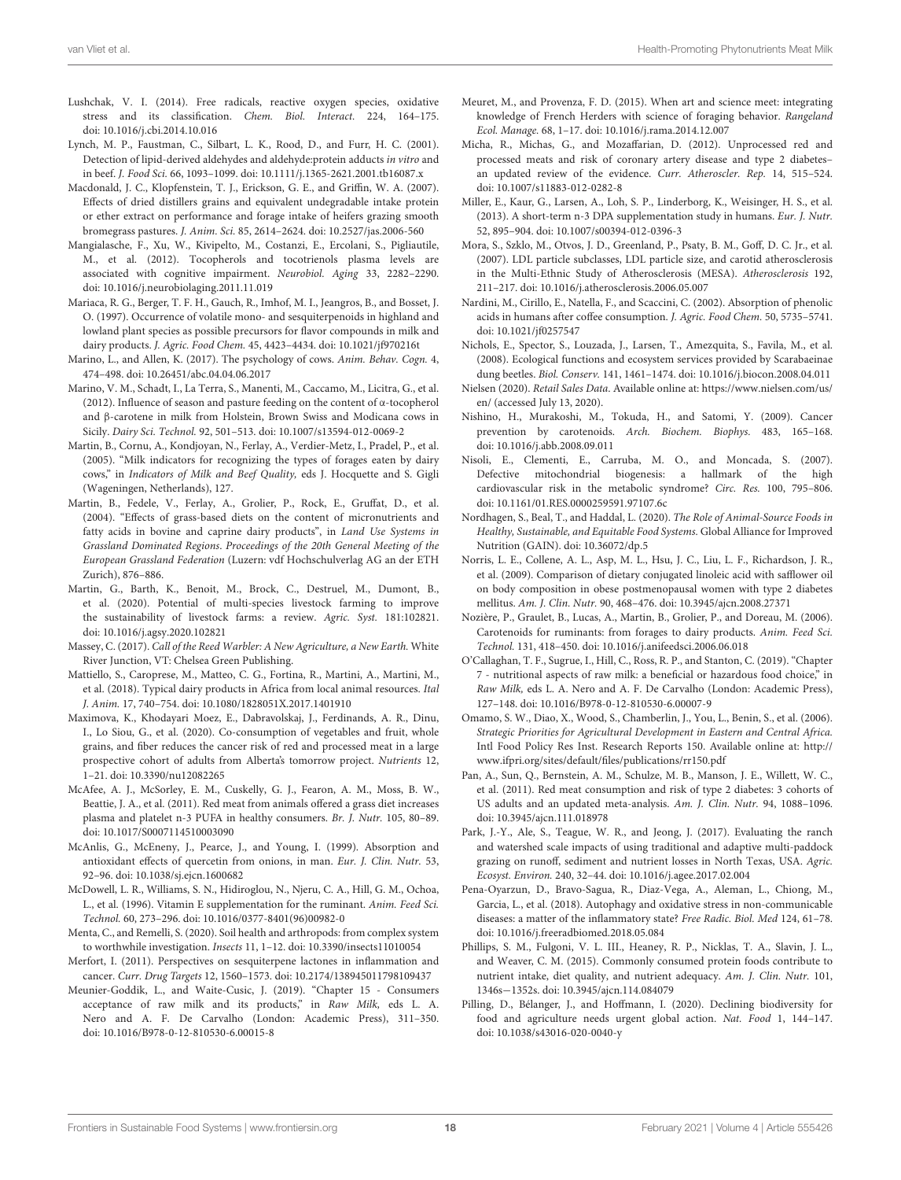Lushchak, V. I. (2014). Free radicals, reactive oxygen species, oxidative stress and its classification. *Chem. Biol. Interact.* 224, 164–175. doi: 10.1016/j.cbi.2014.10.016

Lynch, M. P., Faustman, C., Silbart, L. K., Rood, D., and Furr, H. C. (2001). Detection of lipid-derived aldehydes and aldehyde:protein adducts *in vitro* and in beef. *J. Food Sci.* 66, 1093–1099. doi: 10.1111/j.1365-2621.2001.tb16087.x

Macdonald, J. C., Klopfenstein, T. J., Erickson, G. E., and Griffin, W. A. (2007). Effects of dried distillers grains and equivalent undegradable intake protein or ether extract on performance and forage intake of heifers grazing smooth bromegrass pastures. *J. Anim. Sci.* 85, 2614–2624. doi: 10.2527/jas.2006-560

Mangialasche, F., Xu, W., Kivipelto, M., Costanzi, E., Ercolani, S., Pigliautile, M., et al. (2012). Tocopherols and tocotrienols plasma levels are associated with cognitive impairment. *Neurobiol. Aging* 33, 2282–2290. doi: 10.1016/j.neurobiolaging.2011.11.019

Mariaca, R. G., Berger, T. F. H., Gauch, R., Imhof, M. I., Jeangros, B., and Bosset, J. O. (1997). Occurrence of volatile mono- and sesquiterpenoids in highland and lowland plant species as possible precursors for flavor compounds in milk and dairy products. *J. Agric. Food Chem.* 45, 4423–4434. doi: 10.1021/jf970216t

Marino, L., and Allen, K. (2017). The psychology of cows. *Anim. Behav. Cogn.* 4, 474–498. doi: 10.26451/abc.04.04.06.2017

Marino, V. M., Schadt, I., La Terra, S., Manenti, M., Caccamo, M., Licitra, G., et al. (2012). Influence of season and pasture feeding on the content of α-tocopherol and β-carotene in milk from Holstein, Brown Swiss and Modicana cows in Sicily. *Dairy Sci. Technol.* 92, 501–513. doi: 10.1007/s13594-012-0069-2

Martin, B., Cornu, A., Kondjoyan, N., Ferlay, A., Verdier-Metz, I., Pradel, P., et al. (2005). "Milk indicators for recognizing the types of forages eaten by dairy cows," in *Indicators of Milk and Beef Quality*, eds J. Hocquette and S. Gigli (Wageningen, Netherlands), 127.

Martin, B., Fedele, V., Ferlay, A., Grolier, P., Rock, E., Gruffat, D., et al. (2004). "Effects of grass-based diets on the content of micronutrients and fatty acids in bovine and caprine dairy products", in *Land Use Systems in Grassland Dominated Regions. Proceedings of the 20th General Meeting of the European Grassland Federation* (Luzern: vdf Hochschulverlag AG an der ETH Zurich), 876–886.

Martin, G., Barth, K., Benoit, M., Brock, C., Destruel, M., Dumont, B., et al. (2020). Potential of multi-species livestock farming to improve the sustainability of livestock farms: a review. *Agric. Syst.* 181:102821. doi: 10.1016/j.agsy.2020.102821

Massey, C. (2017). *Call of the Reed Warbler: A New Agriculture, a New Earth.* White River Junction, VT: Chelsea Green Publishing.

Mattiello, S., Caroprese, M., Matteo, C. G., Fortina, R., Martini, A., Martini, M., et al. (2018). Typical dairy products in Africa from local animal resources. *Ital J. Anim.* 17, 740–754. doi: 10.1080/1828051X.2017.1401910

Maximova, K., Khodayari Moez, E., Dabravolskaj, J., Ferdinands, A. R., Dinu, I., Lo Siou, G., et al. (2020). Co-consumption of vegetables and fruit, whole grains, and fiber reduces the cancer risk of red and processed meat in a large prospective cohort of adults from Alberta's tomorrow project. *Nutrients* 12, 1–21. doi: 10.3390/nu12082265

McAfee, A. J., McSorley, E. M., Cuskelly, G. J., Fearon, A. M., Moss, B. W., Beattie, J. A., et al. (2011). Red meat from animals offered a grass diet increases plasma and platelet n-3 PUFA in healthy consumers. *Br. J. Nutr.* 105, 80–89. doi: 10.1017/S0007114510003090

McAnlis, G., McEneny, J., Pearce, J., and Young, I. (1999). Absorption and antioxidant effects of quercetin from onions, in man. *Eur. J. Clin. Nutr.* 53, 92–96. doi: 10.1038/sj.ejcn.1600682

McDowell, L. R., Williams, S. N., Hidiroglou, N., Njeru, C. A., Hill, G. M., Ochoa, L., et al. (1996). Vitamin E supplementation for the ruminant. *Anim. Feed Sci. Technol.* 60, 273–296. doi: 10.1016/0377-8401(96)00982-0

Menta, C., and Remelli, S. (2020). Soil health and arthropods: from complex system to worthwhile investigation. *Insects* 11, 1–12. doi: 10.3390/insects11010054

Merfort, I. (2011). Perspectives on sesquiterpene lactones in inflammation and cancer. *Curr. Drug Targets* 12, 1560–1573. doi: 10.2174/138945011798109437

Meunier-Goddik, L., and Waite-Cusic, J. (2019). "Chapter 15 - Consumers acceptance of raw milk and its products," in *Raw Milk*, eds L. A. Nero and A. F. De Carvalho (London: Academic Press), 311–350. doi: 10.1016/B978-0-12-810530-6.00015-8

Meuret, M., and Provenza, F. D. (2015). When art and science meet: integrating knowledge of French Herders with science of foraging behavior. *Rangeland Ecol. Manage.* 68, 1–17. doi: 10.1016/j.rama.2014.12.007

Micha, R., Michas, G., and Mozaffarian, D. (2012). Unprocessed red and processed meats and risk of coronary artery disease and type 2 diabetes– an updated review of the evidence. *Curr. Atheroscler. Rep.* 14, 515–524. doi: 10.1007/s11883-012-0282-8

Miller, E., Kaur, G., Larsen, A., Loh, S. P., Linderborg, K., Weisinger, H. S., et al. (2013). A short-term n-3 DPA supplementation study in humans. *Eur. J. Nutr.* 52, 895–904. doi: 10.1007/s00394-012-0396-3

Mora, S., Szklo, M., Otvos, J. D., Greenland, P., Psaty, B. M., Goff, D. C. Jr., et al. (2007). LDL particle subclasses, LDL particle size, and carotid atherosclerosis in the Multi-Ethnic Study of Atherosclerosis (MESA). *Atherosclerosis* 192, 211–217. doi: 10.1016/j.atherosclerosis.2006.05.007

Nardini, M., Cirillo, E., Natella, F., and Scaccini, C. (2002). Absorption of phenolic acids in humans after coffee consumption. *J. Agric. Food Chem.* 50, 5735–5741. doi: 10.1021/jf0257547

Nichols, E., Spector, S., Louzada, J., Larsen, T., Amezquita, S., Favila, M., et al. (2008). Ecological functions and ecosystem services provided by Scarabaeinae dung beetles. *Biol. Conserv.* 141, 1461–1474. doi: 10.1016/j.biocon.2008.04.011

Nielsen (2020). *Retail Sales Data.* Available online at: https://www.nielsen.com/us/en/ (accessed July 13, 2020).

Nishino, H., Murakoshi, M., Tokuda, H., and Satomi, Y. (2009). Cancer prevention by carotenoids. *Arch. Biochem. Biophys.* 483, 165–168. doi: 10.1016/j.abb.2008.09.011

Nisoli, E., Clementi, E., Carruba, M. O., and Moncada, S. (2007). Defective mitochondrial biogenesis: a hallmark of the high cardiovascular risk in the metabolic syndrome? *Circ. Res.* 100, 795–806. doi: 10.1161/01.RES.0000259591.97107.6c

Nordhagen, S., Beal, T., and Haddal, L. (2020). *The Role of Animal-Source Foods in Healthy, Sustainable, and Equitable Food Systems.* Global Alliance for Improved Nutrition (GAIN). doi: 10.36072/dp.5

Norris, L. E., Collene, A. L., Asp, M. L., Hsu, J. C., Liu, L. F., Richardson, J. R., et al. (2009). Comparison of dietary conjugated linoleic acid with safflower oil on body composition in obese postmenopausal women with type 2 diabetes mellitus. *Am. J. Clin. Nutr.* 90, 468–476. doi: 10.3945/ajcn.2008.27371

Nozière, P., Graulet, B., Lucas, A., Martin, B., Grolier, P., and Doreau, M. (2006). Carotenoids for ruminants: from forages to dairy products. *Anim. Feed Sci. Technol.* 131, 418–450. doi: 10.1016/j.anifeedsci.2006.06.018

O'Callaghan, T. F., Sugrue, I., Hill, C., Ross, R. P., and Stanton, C. (2019). "Chapter 7 - nutritional aspects of raw milk: a beneficial or hazardous food choice," in *Raw Milk*, eds L. A. Nero and A. F. De Carvalho (London: Academic Press), 127–148. doi: 10.1016/B978-0-12-810530-6.00007-9

Omamo, S. W., Diao, X., Wood, S., Chamberlin, J., You, L., Benin, S., et al. (2006). *Strategic Priorities for Agricultural Development in Eastern and Central Africa.* Intl Food Policy Res Inst. Research Reports 150. Available online at: http://www.ifpri.org/sites/default/files/publications/rr150.pdf

Pan, A., Sun, Q., Bernstein, A. M., Schulze, M. B., Manson, J. E., Willett, W. C., et al. (2011). Red meat consumption and risk of type 2 diabetes: 3 cohorts of US adults and an updated meta-analysis. *Am. J. Clin. Nutr.* 94, 1088–1096. doi: 10.3945/ajcn.111.018978

Park, J.-Y., Ale, S., Teague, W. R., and Jeong, J. (2017). Evaluating the ranch and watershed scale impacts of using traditional and adaptive multi-paddock grazing on runoff, sediment and nutrient losses in North Texas, USA. *Agric. Ecosyst. Environ.* 240, 32–44. doi: 10.1016/j.agee.2017.02.004

Pena-Oyarzun, D., Bravo-Sagua, R., Diaz-Vega, A., Aleman, L., Chiong, M., Garcia, L., et al. (2018). Autophagy and oxidative stress in non-communicable diseases: a matter of the inflammatory state? *Free Radic. Biol. Med* 124, 61–78. doi: 10.1016/j.freeradbiomed.2018.05.084

Phillips, S. M., Fulgoni, V. L. III., Heaney, R. P., Nicklas, T. A., Slavin, J. L., and Weaver, C. M. (2015). Commonly consumed protein foods contribute to nutrient intake, diet quality, and nutrient adequacy. *Am. J. Clin. Nutr.* 101, 1346s−1352s. doi: 10.3945/ajcn.114.084079

Pilling, D., Bélanger, J., and Hoffmann, I. (2020). Declining biodiversity for food and agriculture needs urgent global action. *Nat. Food* 1, 144–147. doi: 10.1038/s43016-020-0040-y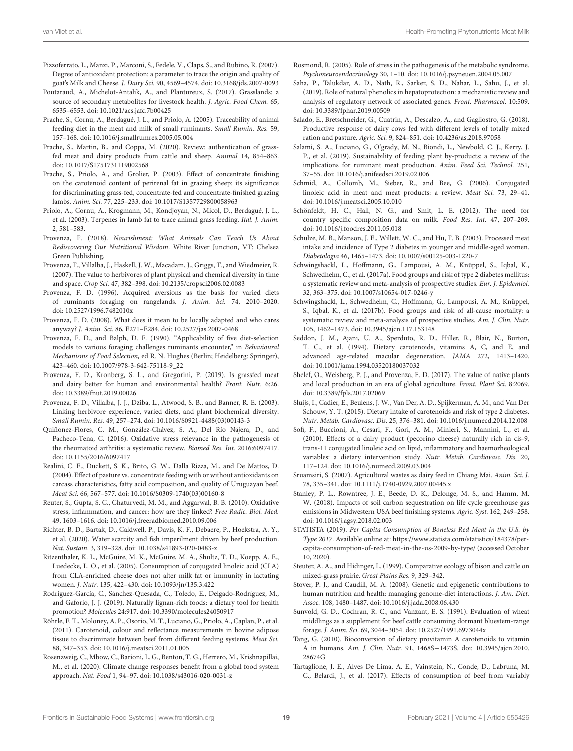Pizzoferrato, L., Manzi, P., Marconi, S., Fedele, V., Claps, S., and Rubino, R. (2007). Degree of antioxidant protection: a parameter to trace the origin and quality of goat's Milk and Cheese. *J. Dairy Sci.* 90, 4569–4574. doi: 10.3168/jds.2007-0093

Poutaraud, A., Michelot-Antalik, A., and Plantureux, S. (2017). Grasslands: a source of secondary metabolites for livestock health. *J. Agric. Food Chem.* 65, 6535–6553. doi: 10.1021/acs.jafc.7b00425

Prache, S., Cornu, A., Berdagué, J. L., and Priolo, A. (2005). Traceability of animal feeding diet in the meat and milk of small ruminants. *Small Rumin. Res.* 59, 157–168. doi: 10.1016/j.smallrumres.2005.05.004

Prache, S., Martin, B., and Coppa, M. (2020). Review: authentication of grass-fed meat and dairy products from cattle and sheep. *Animal* 14, 854–863. doi: 10.1017/S1751731119002568

Prache, S., Priolo, A., and Grolier, P. (2003). Effect of concentrate finishing on the carotenoid content of perirenal fat in grazing sheep: its significance for discriminating grass-fed, concentrate-fed and concentrate-finished grazing lambs. *Anim. Sci.* 77, 225–233. doi: 10.1017/S1357729800058963

Priolo, A., Cornu, A., Krogmann, M., Kondjoyan, N., Micol, D., Berdagué, J. L., et al. (2003). Terpenes in lamb fat to trace animal grass feeding. *Ital. J. Anim.* 2, 581–583.

Provenza, F. (2018). *Nourishment: What Animals Can Teach Us About Rediscovering Our Nutritional Wisdom*. White River Junction, VT: Chelsea Green Publishing.

Provenza, F., Villalba, J., Haskell, J. W., Macadam, J., Griggs, T., and Wiedmeier, R. (2007). The value to herbivores of plant physical and chemical diversity in time and space. *Crop Sci.* 47, 382–398. doi: 10.2135/cropsci2006.02.0083

Provenza, F. D. (1996). Acquired aversions as the basis for varied diets of ruminants foraging on rangelands. *J. Anim. Sci.* 74, 2010–2020. doi: 10.2527/1996.7482010x

Provenza, F. D. (2008). What does it mean to be locally adapted and who cares anyway? *J. Anim. Sci.* 86, E271–E284. doi: 10.2527/jas.2007-0468

Provenza, F. D., and Balph, D. F. (1990). "Applicability of five diet-selection models to various foraging challenges ruminants encounter," in *Behavioural Mechanisms of Food Selection,* ed R. N. Hughes (Berlin; Heidelberg: Springer), 423–460. doi: 10.1007/978-3-642-75118-9_22

Provenza, F. D., Kronberg, S. L., and Gregorini, P. (2019). Is grassfed meat and dairy better for human and environmental health? *Front. Nutr.* 6:26. doi: 10.3389/fnut.2019.00026

Provenza, F. D., Villalba, J. J., Dziba, L., Atwood, S. B., and Banner, R. E. (2003). Linking herbivore experience, varied diets, and plant biochemical diversity. *Small Rumin. Res.* 49, 257–274. doi: 10.1016/S0921-4488(03)00143-3

Quiñonez-Flores, C. M., González-Chávez, S. A., Del Río Nájera, D., and Pacheco-Tena, C. (2016). Oxidative stress relevance in the pathogenesis of the rheumatoid arthritis: a systematic review. *Biomed Res. Int.* 2016:6097417. doi: 10.1155/2016/6097417

Realini, C. E., Duckett, S. K., Brito, G. W., Dalla Rizza, M., and De Mattos, D. (2004). Effect of pasture vs. concentrate feeding with or without antioxidants on carcass characteristics, fatty acid composition, and quality of Uruguayan beef. *Meat Sci.* 66, 567–577. doi: 10.1016/S0309-1740(03)00160-8

Reuter, S., Gupta, S. C., Chaturvedi, M. M., and Aggarwal, B. B. (2010). Oxidative stress, inflammation, and cancer: how are they linked? *Free Radic. Biol. Med.* 49, 1603–1616. doi: 10.1016/j.freeradbiomed.2010.09.006

Richter, B. D., Bartak, D., Caldwell, P., Davis, K. F., Debaere, P., Hoekstra, A. Y., et al. (2020). Water scarcity and fish imperilment driven by beef production. *Nat. Sustain.* 3, 319–328. doi: 10.1038/s41893-020-0483-z

Ritzenthaler, K. L., McGuire, M. K., McGuire, M. A., Shultz, T. D., Koepp, A. E., Luedecke, L. O., et al. (2005). Consumption of conjugated linoleic acid (CLA) from CLA-enriched cheese does not alter milk fat or immunity in lactating women. *J. Nutr.* 135, 422–430. doi: 10.1093/jn/135.3.422

Rodríguez-García, C., Sánchez-Quesada, C., Toledo, E., Delgado-Rodríguez, M., and Gaforio, J. J. (2019). Naturally lignan-rich foods: a dietary tool for health promotion? *Molecules* 24:917. doi: 10.3390/molecules24050917

Röhrle, F. T., Moloney, A. P., Osorio, M. T., Luciano, G., Priolo, A., Caplan, P., et al. (2011). Carotenoid, colour and reflectance measurements in bovine adipose tissue to discriminate between beef from different feeding systems. *Meat Sci.* 88, 347–353. doi: 10.1016/j.meatsci.2011.01.005

Rosenzweig, C., Mbow, C., Barioni, L. G., Benton, T. G., Herrero, M., Krishnapillai, M., et al. (2020). Climate change responses benefit from a global food system approach. *Nat. Food* 1, 94–97. doi: 10.1038/s43016-020-0031-z

Rosmond, R. (2005). Role of stress in the pathogenesis of the metabolic syndrome. *Psychoneuroendocrinology* 30, 1–10. doi: 10.1016/j.psyneuen.2004.05.007

Saha, P., Talukdar, A. D., Nath, R., Sarker, S. D., Nahar, L., Sahu, J., et al. (2019). Role of natural phenolics in hepatoprotection: a mechanistic review and analysis of regulatory network of associated genes. *Front. Pharmacol.* 10:509. doi: 10.3389/fphar.2019.00509

Salado, E., Bretschneider, G., Cuatrin, A., Descalzo, A., and Gagliostro, G. (2018). Productive response of dairy cows fed with different levels of totally mixed ration and pasture. *Agric. Sci.* 9, 824–851. doi: 10.4236/as.2018.97058

Salami, S. A., Luciano, G., O'grady, M. N., Biondi, L., Newbold, C. J., Kerry, J. P., et al. (2019). Sustainability of feeding plant by-products: a review of the implications for ruminant meat production. *Anim. Feed Sci. Technol.* 251, 37–55. doi: 10.1016/j.anifeedsci.2019.02.006

Schmid, A., Collomb, M., Sieber, R., and Bee, G. (2006). Conjugated linoleic acid in meat and meat products: a review. *Meat Sci.* 73, 29–41. doi: 10.1016/j.meatsci.2005.10.010

Schönfeldt, H. C., Hall, N. G., and Smit, L. E. (2012). The need for country specific composition data on milk. *Food Res. Int.* 47, 207–209. doi: 10.1016/j.foodres.2011.05.018

Schulze, M. B., Manson, J. E., Willett, W. C., and Hu, F. B. (2003). Processed meat intake and incidence of Type 2 diabetes in younger and middle-aged women. *Diabetologia* 46, 1465–1473. doi: 10.1007/s00125-003-1220-7

Schwingshackl, L., Hoffmann, G., Lampousi, A. M., Knüppel, S., Iqbal, K., Schwedhelm, C., et al. (2017a). Food groups and risk of type 2 diabetes mellitus: a systematic review and meta-analysis of prospective studies. *Eur. J. Epidemiol.* 32, 363–375. doi: 10.1007/s10654-017-0246-y

Schwingshackl, L., Schwedhelm, C., Hoffmann, G., Lampousi, A. M., Knüppel, S., Iqbal, K., et al. (2017b). Food groups and risk of all-cause mortality: a systematic review and meta-analysis of prospective studies. *Am. J. Clin. Nutr.* 105, 1462–1473. doi: 10.3945/ajcn.117.153148

Seddon, J. M., Ajani, U. A., Sperduto, R. D., Hiller, R., Blair, N., Burton, T. C., et al. (1994). Dietary carotenoids, vitamins A, C, and E, and advanced age-related macular degeneration. *JAMA* 272, 1413–1420. doi: 10.1001/jama.1994.03520180037032

Shelef, O., Weisberg, P. J., and Provenza, F. D. (2017). The value of native plants and local production in an era of global agriculture. *Front. Plant Sci.* 8:2069. doi: 10.3389/fpls.2017.02069

Sluijs, I., Cadier, E., Beulens, J. W., Van Der, A. D., Spijkerman, A. M., and Van Der Schouw, Y. T. (2015). Dietary intake of carotenoids and risk of type 2 diabetes. *Nutr. Metab. Cardiovasc. Dis.* 25, 376–381. doi: 10.1016/j.numecd.2014.12.008

Sofi, F., Buccioni, A., Cesari, F., Gori, A. M., Minieri, S., Mannini, L., et al. (2010). Effects of a dairy product (pecorino cheese) naturally rich in cis-9, trans-11 conjugated linoleic acid on lipid, inflammatory and haemorheological variables: a dietary intervention study. *Nutr. Metab. Cardiovasc. Dis.* 20, 117–124. doi: 10.1016/j.numecd.2009.03.004

Sruamsiri, S. (2007). Agricultural wastes as dairy feed in Chiang Mai. *Anim. Sci. J.* 78, 335–341. doi: 10.1111/j.1740-0929.2007.00445.x

Stanley, P. L., Rowntree, J. E., Beede, D. K., Delonge, M. S., and Hamm, M. W. (2018). Impacts of soil carbon sequestration on life cycle greenhouse gas emissions in Midwestern USA beef finishing systems. *Agric. Syst.* 162, 249–258. doi: 10.1016/j.agsy.2018.02.003

STATISTA (2019). *Per Capita Consumption of Boneless Red Meat in the U.S. by Type 2017*. Available online at: https://www.statista.com/statistics/184378/per-capita-consumption-of-red-meat-in-the-us-2009-by-type/ (accessed October 10, 2020).

Steuter, A. A., and Hidinger, L. (1999). Comparative ecology of bison and cattle on mixed-grass prairie. *Great Plains Res.* 9, 329–342.

Stover, P. J., and Caudill, M. A. (2008). Genetic and epigenetic contributions to human nutrition and health: managing genome-diet interactions. *J. Am. Diet. Assoc.* 108, 1480–1487. doi: 10.1016/j.jada.2008.06.430

Sunvold, G. D., Cochran, R. C., and Vanzant, E. S. (1991). Evaluation of wheat middlings as a supplement for beef cattle consuming dormant bluestem-range forage. *J. Anim. Sci.* 69, 3044–3054. doi: 10.2527/1991.6973044x

Tang, G. (2010). Bioconversion of dietary provitamin A carotenoids to vitamin A in humans. *Am. J. Clin. Nutr.* 91, 1468S−1473S. doi: 10.3945/ajcn.2010.28674G

Tartaglione, J. E., Alves De Lima, A. E., Vainstein, N., Conde, D., Labruna, M. C., Belardi, J., et al. (2017). Effects of consumption of beef from variably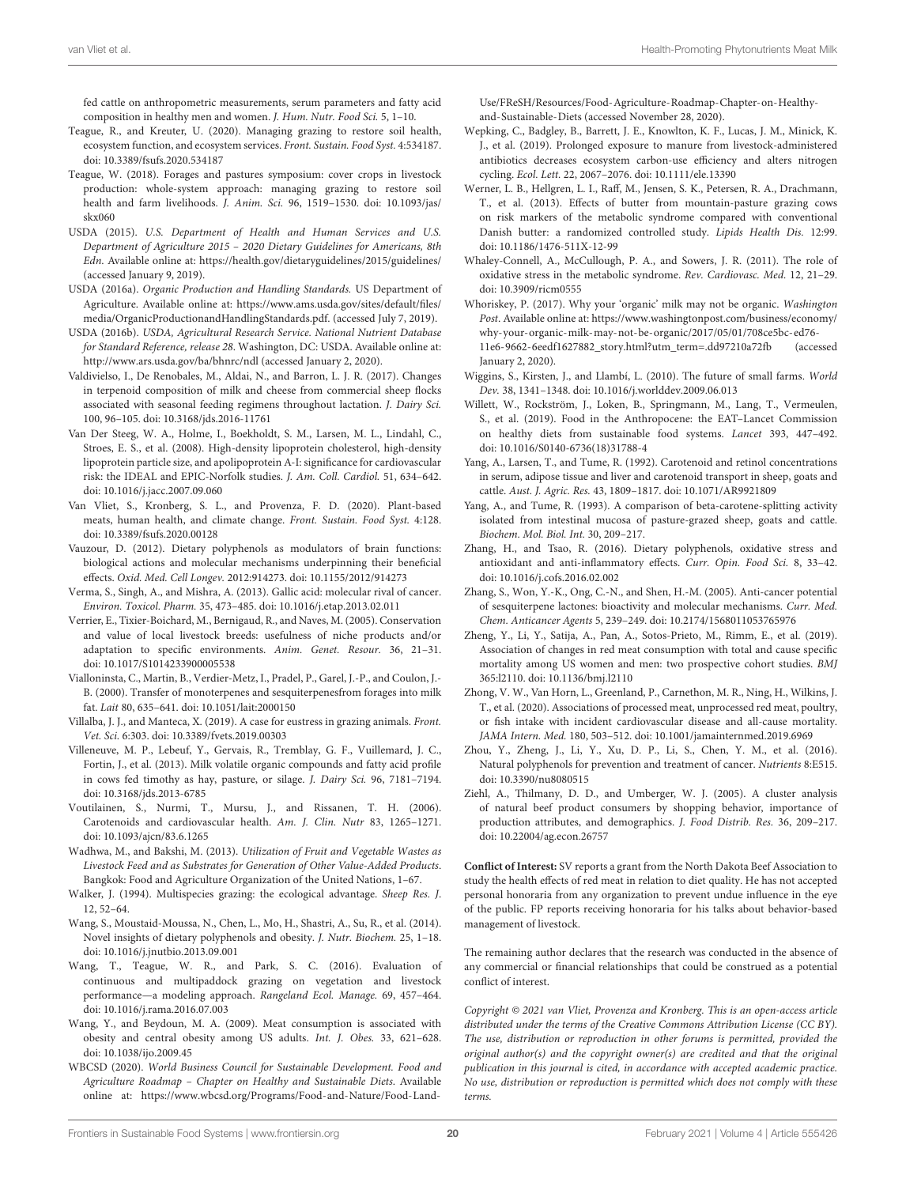fed cattle on anthropometric measurements, serum parameters and fatty acid composition in healthy men and women. *J. Hum. Nutr. Food Sci.* 5, 1–10.

Teague, R., and Kreuter, U. (2020). Managing grazing to restore soil health, ecosystem function, and ecosystem services. *Front. Sustain. Food Syst.* 4:534187. doi: 10.3389/fsufs.2020.534187

Teague, W. (2018). Forages and pastures symposium: cover crops in livestock production: whole-system approach: managing grazing to restore soil health and farm livelihoods. *J. Anim. Sci.* 96, 1519–1530. doi: 10.1093/jas/skx060

USDA (2015). *U.S. Department of Health and Human Services and U.S. Department of Agriculture 2015 – 2020 Dietary Guidelines for Americans, 8th Edn.* Available online at: https://health.gov/dietaryguidelines/2015/guidelines/ (accessed January 9, 2019).

USDA (2016a). *Organic Production and Handling Standards.* US Department of Agriculture. Available online at: https://www.ams.usda.gov/sites/default/files/media/OrganicProductionandHandlingStandards.pdf. (accessed July 7, 2019).

USDA (2016b). *USDA, Agricultural Research Service. National Nutrient Database for Standard Reference, release 28.* Washington, DC: USDA. Available online at: http://www.ars.usda.gov/ba/bhnrc/ndl (accessed January 2, 2020).

Valdivielso, I., De Renobales, M., Aldai, N., and Barron, L. J. R. (2017). Changes in terpenoid composition of milk and cheese from commercial sheep flocks associated with seasonal feeding regimens throughout lactation. *J. Dairy Sci.* 100, 96–105. doi: 10.3168/jds.2016-11761

Van Der Steeg, W. A., Holme, I., Boekholdt, S. M., Larsen, M. L., Lindahl, C., Stroes, E. S., et al. (2008). High-density lipoprotein cholesterol, high-density lipoprotein particle size, and apolipoprotein A-I: significance for cardiovascular risk: the IDEAL and EPIC-Norfolk studies. *J. Am. Coll. Cardiol.* 51, 634–642. doi: 10.1016/j.jacc.2007.09.060

Van Vliet, S., Kronberg, S. L., and Provenza, F. D. (2020). Plant-based meats, human health, and climate change. *Front. Sustain. Food Syst.* 4:128. doi: 10.3389/fsufs.2020.00128

Vauzour, D. (2012). Dietary polyphenols as modulators of brain functions: biological actions and molecular mechanisms underpinning their beneficial effects. *Oxid. Med. Cell Longev.* 2012:914273. doi: 10.1155/2012/914273

Verma, S., Singh, A., and Mishra, A. (2013). Gallic acid: molecular rival of cancer. *Environ. Toxicol. Pharm.* 35, 473–485. doi: 10.1016/j.etap.2013.02.011

Verrier, E., Tixier-Boichard, M., Bernigaud, R., and Naves, M. (2005). Conservation and value of local livestock breeds: usefulness of niche products and/or adaptation to specific environments. *Anim. Genet. Resour.* 36, 21–31. doi: 10.1017/S1014233900005538

Viallonintsa, C., Martin, B., Verdier-Metz, I., Pradel, P., Garel, J.-P., and Coulon, J.-B. (2000). Transfer of monoterpenes and sesquiterpenesfrom forages into milk fat. *Lait* 80, 635–641. doi: 10.1051/lait:2000150

Villalba, J. J., and Manteca, X. (2019). A case for eustress in grazing animals. *Front. Vet. Sci.* 6:303. doi: 10.3389/fvets.2019.00303

Villeneuve, M. P., Lebeuf, Y., Gervais, R., Tremblay, G. F., Vuillemard, J. C., Fortin, J., et al. (2013). Milk volatile organic compounds and fatty acid profile in cows fed timothy as hay, pasture, or silage. *J. Dairy Sci.* 96, 7181–7194. doi: 10.3168/jds.2013-6785

Voutilainen, S., Nurmi, T., Mursu, J., and Rissanen, T. H. (2006). Carotenoids and cardiovascular health. *Am. J. Clin. Nutr* 83, 1265–1271. doi: 10.1093/ajcn/83.6.1265

Wadhwa, M., and Bakshi, M. (2013). *Utilization of Fruit and Vegetable Wastes as Livestock Feed and as Substrates for Generation of Other Value-Added Products.* Bangkok: Food and Agriculture Organization of the United Nations, 1–67.

Walker, J. (1994). Multispecies grazing: the ecological advantage. *Sheep Res. J.* 12, 52–64.

Wang, S., Moustaid-Moussa, N., Chen, L., Mo, H., Shastri, A., Su, R., et al. (2014). Novel insights of dietary polyphenols and obesity. *J. Nutr. Biochem.* 25, 1–18. doi: 10.1016/j.jnutbio.2013.09.001

Wang, T., Teague, W. R., and Park, S. C. (2016). Evaluation of continuous and multipaddock grazing on vegetation and livestock performance—a modeling approach. *Rangeland Ecol. Manage.* 69, 457–464. doi: 10.1016/j.rama.2016.07.003

Wang, Y., and Beydoun, M. A. (2009). Meat consumption is associated with obesity and central obesity among US adults. *Int. J. Obes.* 33, 621–628. doi: 10.1038/ijo.2009.45

WBCSD (2020). *World Business Council for Sustainable Development. Food and Agriculture Roadmap – Chapter on Healthy and Sustainable Diets.* Available online at: https://www.wbcsd.org/Programs/Food-and-Nature/Food-Land-Use/FReSH/Resources/Food-Agriculture-Roadmap-Chapter-on-Healthy-and-Sustainable-Diets (accessed November 28, 2020).

Wepking, C., Badgley, B., Barrett, J. E., Knowlton, K. F., Lucas, J. M., Minick, K. J., et al. (2019). Prolonged exposure to manure from livestock-administered antibiotics decreases ecosystem carbon-use efficiency and alters nitrogen cycling. *Ecol. Lett.* 22, 2067–2076. doi: 10.1111/ele.13390

Werner, L. B., Hellgren, L. I., Raff, M., Jensen, S. K., Petersen, R. A., Drachmann, T., et al. (2013). Effects of butter from mountain-pasture grazing cows on risk markers of the metabolic syndrome compared with conventional Danish butter: a randomized controlled study. *Lipids Health Dis.* 12:99. doi: 10.1186/1476-511X-12-99

Whaley-Connell, A., McCullough, P. A., and Sowers, J. R. (2011). The role of oxidative stress in the metabolic syndrome. *Rev. Cardiovasc. Med.* 12, 21–29. doi: 10.3909/ricm0555

Whoriskey, P. (2017). Why your 'organic' milk may not be organic. *Washington Post.* Available online at: https://www.washingtonpost.com/business/economy/why-your-organic-milk-may-not-be-organic/2017/05/01/708ce5bc-ed76-11e6-9662-6eedf1627882_story.html?utm_term=.dd97210a72fb (accessed January 2, 2020).

Wiggins, S., Kirsten, J., and Llambí, L. (2010). The future of small farms. *World Dev.* 38, 1341–1348. doi: 10.1016/j.worlddev.2009.06.013

Willett, W., Rockström, J., Loken, B., Springmann, M., Lang, T., Vermeulen, S., et al. (2019). Food in the Anthropocene: the EAT–Lancet Commission on healthy diets from sustainable food systems. *Lancet* 393, 447–492. doi: 10.1016/S0140-6736(18)31788-4

Yang, A., Larsen, T., and Tume, R. (1992). Carotenoid and retinol concentrations in serum, adipose tissue and liver and carotenoid transport in sheep, goats and cattle. *Aust. J. Agric. Res.* 43, 1809–1817. doi: 10.1071/AR9921809

Yang, A., and Tume, R. (1993). A comparison of beta-carotene-splitting activity isolated from intestinal mucosa of pasture-grazed sheep, goats and cattle. *Biochem. Mol. Biol. Int.* 30, 209–217.

Zhang, H., and Tsao, R. (2016). Dietary polyphenols, oxidative stress and antioxidant and anti-inflammatory effects. *Curr. Opin. Food Sci.* 8, 33–42. doi: 10.1016/j.cofs.2016.02.002

Zhang, S., Won, Y.-K., Ong, C.-N., and Shen, H.-M. (2005). Anti-cancer potential of sesquiterpene lactones: bioactivity and molecular mechanisms. *Curr. Med. Chem. Anticancer Agents* 5, 239–249. doi: 10.2174/1568011053765976

Zheng, Y., Li, Y., Satija, A., Pan, A., Sotos-Prieto, M., Rimm, E., et al. (2019). Association of changes in red meat consumption with total and cause specific mortality among US women and men: two prospective cohort studies. *BMJ* 365:l2110. doi: 10.1136/bmj.l2110

Zhong, V. W., Van Horn, L., Greenland, P., Carnethon, M. R., Ning, H., Wilkins, J. T., et al. (2020). Associations of processed meat, unprocessed red meat, poultry, or fish intake with incident cardiovascular disease and all-cause mortality. *JAMA Intern. Med.* 180, 503–512. doi: 10.1001/jamainternmed.2019.6969

Zhou, Y., Zheng, J., Li, Y., Xu, D. P., Li, S., Chen, Y. M., et al. (2016). Natural polyphenols for prevention and treatment of cancer. *Nutrients* 8:E515. doi: 10.3390/nu8080515

Ziehl, A., Thilmany, D. D., and Umberger, W. J. (2005). A cluster analysis of natural beef product consumers by shopping behavior, importance of production attributes, and demographics. *J. Food Distrib. Res.* 36, 209–217. doi: 10.22004/ag.econ.26757

**Conflict of Interest:** SV reports a grant from the North Dakota Beef Association to study the health effects of red meat in relation to diet quality. He has not accepted personal honoraria from any organization to prevent undue influence in the eye of the public. FP reports receiving honoraria for his talks about behavior-based management of livestock.

The remaining author declares that the research was conducted in the absence of any commercial or financial relationships that could be construed as a potential conflict of interest.

*Copyright © 2021 van Vliet, Provenza and Kronberg. This is an open-access article distributed under the terms of the Creative Commons Attribution License (CC BY). The use, distribution or reproduction in other forums is permitted, provided the original author(s) and the copyright owner(s) are credited and that the original publication in this journal is cited, in accordance with accepted academic practice. No use, distribution or reproduction is permitted which does not comply with these terms.*